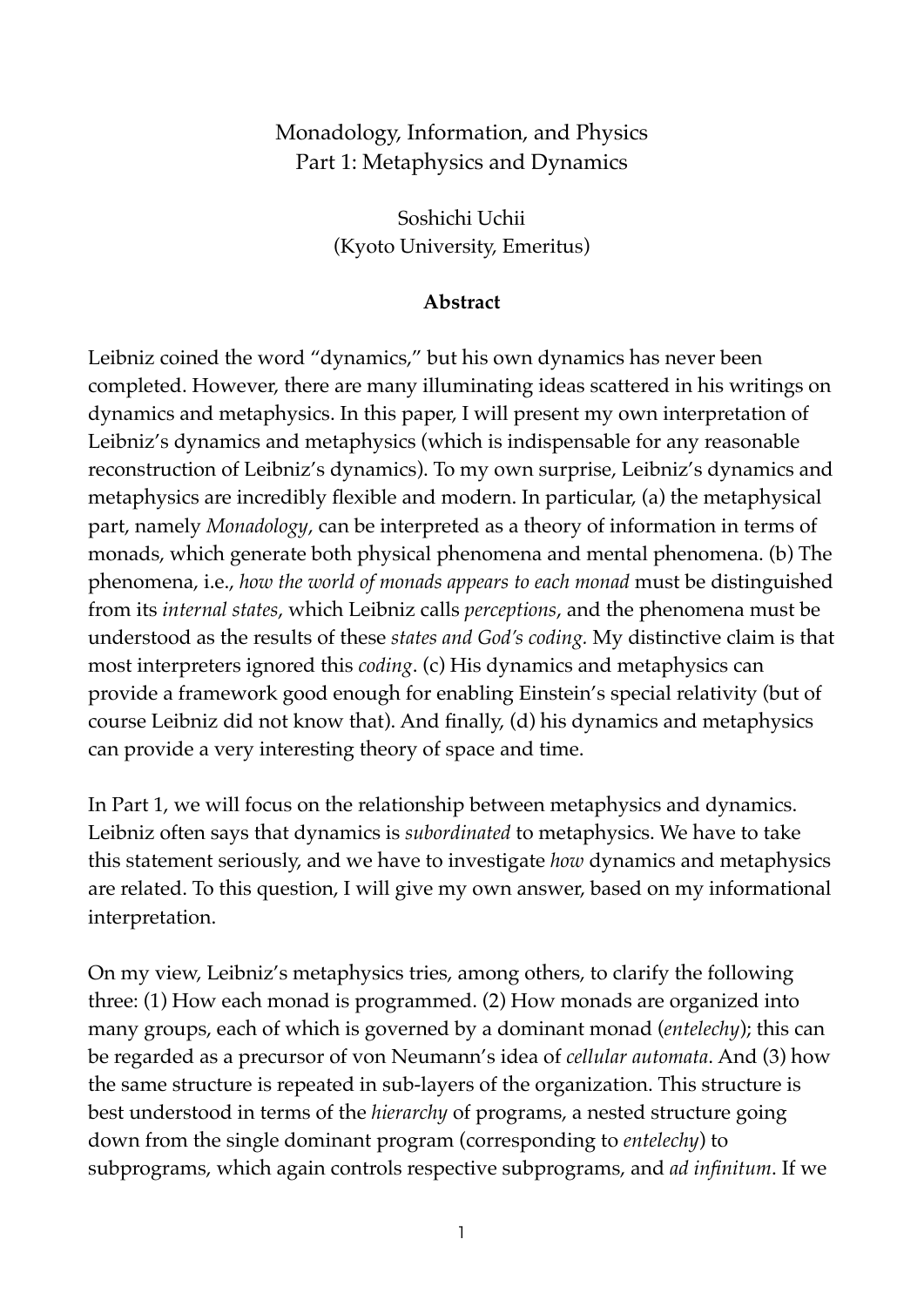# Monadology, Information, and Physics
## Part 1: Metaphysics and Dynamics

Soshichi Uchii
(Kyoto University, Emeritus)

**Abstract**

Leibniz coined the word "dynamics," but his own dynamics has never been completed. However, there are many illuminating ideas scattered in his writings on dynamics and metaphysics. In this paper, I will present my own interpretation of Leibniz's dynamics and metaphysics (which is indispensable for any reasonable reconstruction of Leibniz's dynamics). To my own surprise, Leibniz's dynamics and metaphysics are incredibly flexible and modern. In particular, (a) the metaphysical part, namely *Monadology*, can be interpreted as a theory of information in terms of monads, which generate both physical phenomena and mental phenomena. (b) The phenomena, i.e., *how the world of monads appears to each monad* must be distinguished from its *internal states*, which Leibniz calls *perceptions*, and the phenomena must be understood as the results of these *states and God's coding.* My distinctive claim is that most interpreters ignored this *coding*. (c) His dynamics and metaphysics can provide a framework good enough for enabling Einstein's special relativity (but of course Leibniz did not know that). And finally, (d) his dynamics and metaphysics can provide a very interesting theory of space and time.

In Part 1, we will focus on the relationship between metaphysics and dynamics. Leibniz often says that dynamics is *subordinated* to metaphysics. We have to take this statement seriously, and we have to investigate *how* dynamics and metaphysics are related. To this question, I will give my own answer, based on my informational interpretation.

On my view, Leibniz's metaphysics tries, among others, to clarify the following three: (1) How each monad is programmed. (2) How monads are organized into many groups, each of which is governed by a dominant monad (*entelechy*); this can be regarded as a precursor of von Neumann's idea of *cellular automata*. And (3) how the same structure is repeated in sub-layers of the organization. This structure is best understood in terms of the *hierarchy* of programs, a nested structure going down from the single dominant program (corresponding to *entelechy*) to subprograms, which again controls respective subprograms, and *ad infinitum*. If we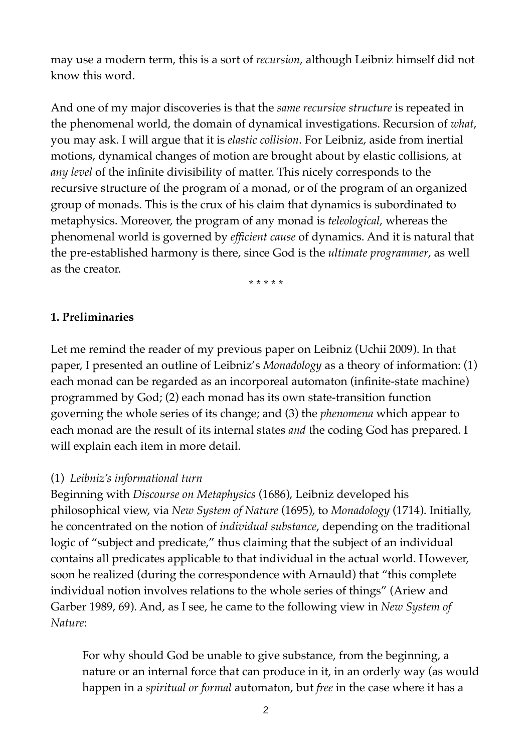may use a modern term, this is a sort of *recursion*, although Leibniz himself did not know this word.

And one of my major discoveries is that the *same recursive structure* is repeated in the phenomenal world, the domain of dynamical investigations. Recursion of *what*, you may ask. I will argue that it is *elastic collision*. For Leibniz, aside from inertial motions, dynamical changes of motion are brought about by elastic collisions, at *any level* of the infinite divisibility of matter. This nicely corresponds to the recursive structure of the program of a monad, or of the program of an organized group of monads. This is the crux of his claim that dynamics is subordinated to metaphysics. Moreover, the program of any monad is *teleological*, whereas the phenomenal world is governed by *efficient cause* of dynamics. And it is natural that the pre-established harmony is there, since God is the *ultimate programmer*, as well as the creator.

\* \* \* \* \*

## 1. Preliminaries

Let me remind the reader of my previous paper on Leibniz (Uchii 2009). In that paper, I presented an outline of Leibniz's *Monadology* as a theory of information: (1) each monad can be regarded as an incorporeal automaton (infinite-state machine) programmed by God; (2) each monad has its own state-transition function governing the whole series of its change; and (3) the *phenomena* which appear to each monad are the result of its internal states *and* the coding God has prepared. I will explain each item in more detail.

### (1) *Leibniz's informational turn*

Beginning with *Discourse on Metaphysics* (1686), Leibniz developed his philosophical view, via *New System of Nature* (1695), to *Monadology* (1714). Initially, he concentrated on the notion of *individual substance*, depending on the traditional logic of "subject and predicate," thus claiming that the subject of an individual contains all predicates applicable to that individual in the actual world. However, soon he realized (during the correspondence with Arnauld) that "this complete individual notion involves relations to the whole series of things" (Ariew and Garber 1989, 69). And, as I see, he came to the following view in *New System of Nature*:

> For why should God be unable to give substance, from the beginning, a nature or an internal force that can produce in it, in an orderly way (as would happen in a *spiritual or formal* automaton, but *free* in the case where it has a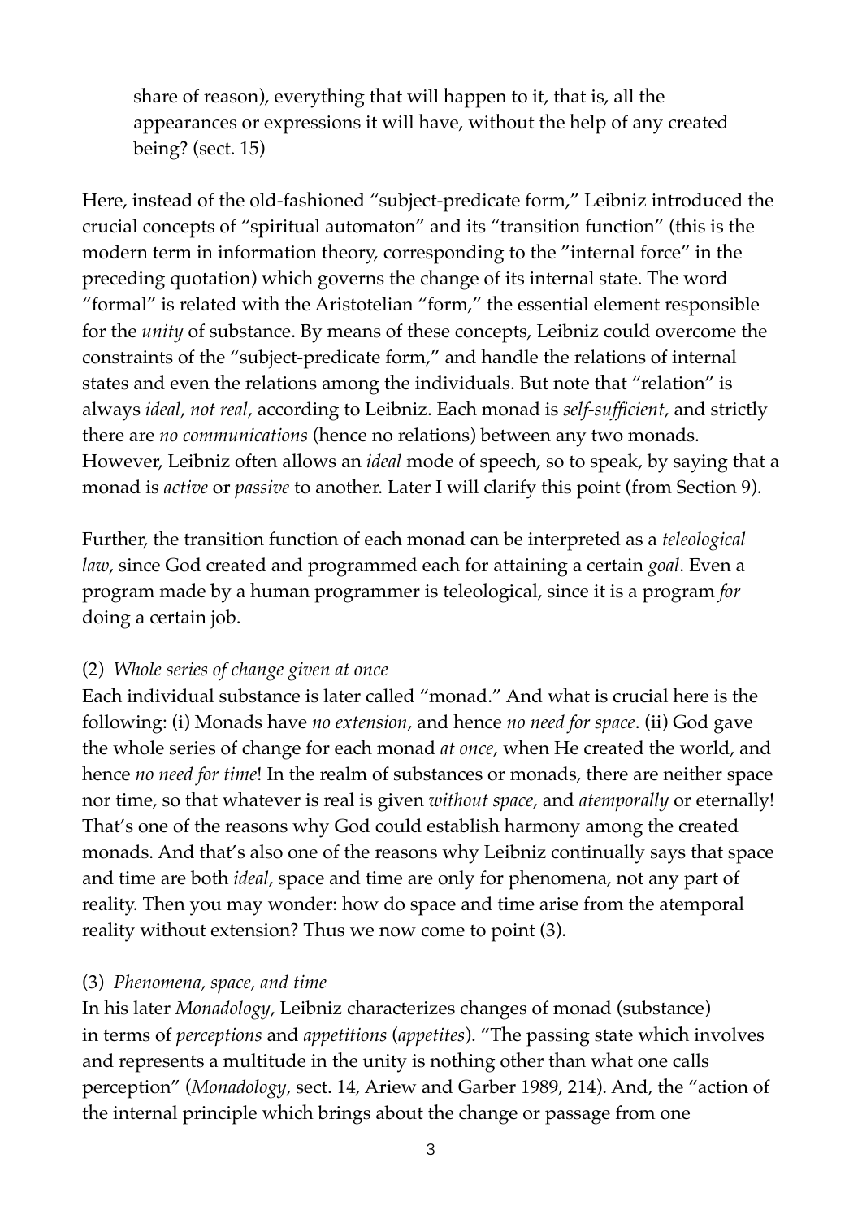> share of reason), everything that will happen to it, that is, all the appearances or expressions it will have, without the help of any created being? (sect. 15)

Here, instead of the old-fashioned "subject-predicate form," Leibniz introduced the crucial concepts of "spiritual automaton" and its "transition function" (this is the modern term in information theory, corresponding to the "internal force" in the preceding quotation) which governs the change of its internal state. The word "formal" is related with the Aristotelian "form," the essential element responsible for the *unity* of substance. By means of these concepts, Leibniz could overcome the constraints of the "subject-predicate form," and handle the relations of internal states and even the relations among the individuals. But note that "relation" is always *ideal*, *not real*, according to Leibniz. Each monad is *self-sufficient*, and strictly there are *no communications* (hence no relations) between any two monads. However, Leibniz often allows an *ideal* mode of speech, so to speak, by saying that a monad is *active* or *passive* to another. Later I will clarify this point (from Section 9).

Further, the transition function of each monad can be interpreted as a *teleological law*, since God created and programmed each for attaining a certain *goal*. Even a program made by a human programmer is teleological, since it is a program *for* doing a certain job.

(2) *Whole series of change given at once*

Each individual substance is later called "monad." And what is crucial here is the following: (i) Monads have *no extension*, and hence *no need for space*. (ii) God gave the whole series of change for each monad *at once*, when He created the world, and hence *no need for time*! In the realm of substances or monads, there are neither space nor time, so that whatever is real is given *without space*, and *atemporally* or eternally! That's one of the reasons why God could establish harmony among the created monads. And that's also one of the reasons why Leibniz continually says that space and time are both *ideal*, space and time are only for phenomena, not any part of reality. Then you may wonder: how do space and time arise from the atemporal reality without extension? Thus we now come to point (3).

(3) *Phenomena, space, and time*

In his later *Monadology*, Leibniz characterizes changes of monad (substance) in terms of *perceptions* and *appetitions* (*appetites*). "The passing state which involves and represents a multitude in the unity is nothing other than what one calls perception" (*Monadology*, sect. 14, Ariew and Garber 1989, 214). And, the "action of the internal principle which brings about the change or passage from one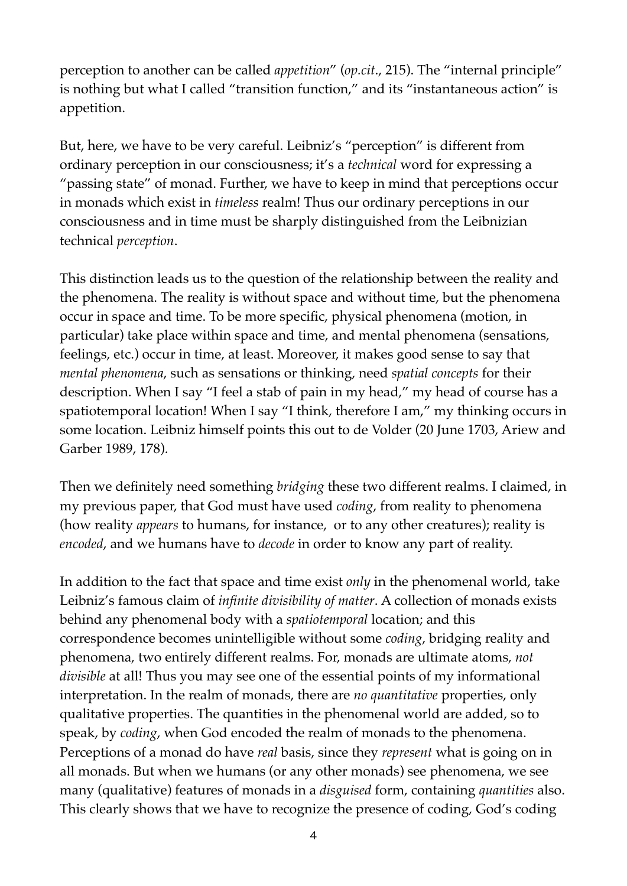perception to another can be called *appetition*" (*op.cit*., 215). The "internal principle" is nothing but what I called "transition function," and its "instantaneous action" is appetition.

But, here, we have to be very careful. Leibniz's "perception" is different from ordinary perception in our consciousness; it's a *technical* word for expressing a "passing state" of monad. Further, we have to keep in mind that perceptions occur in monads which exist in *timeless* realm! Thus our ordinary perceptions in our consciousness and in time must be sharply distinguished from the Leibnizian technical *perception*.

This distinction leads us to the question of the relationship between the reality and the phenomena. The reality is without space and without time, but the phenomena occur in space and time. To be more specific, physical phenomena (motion, in particular) take place within space and time, and mental phenomena (sensations, feelings, etc.) occur in time, at least. Moreover, it makes good sense to say that *mental phenomena*, such as sensations or thinking, need *spatial concepts* for their description. When I say "I feel a stab of pain in my head," my head of course has a spatiotemporal location! When I say "I think, therefore I am," my thinking occurs in some location. Leibniz himself points this out to de Volder (20 June 1703, Ariew and Garber 1989, 178).

Then we definitely need something *bridging* these two different realms. I claimed, in my previous paper, that God must have used *coding*, from reality to phenomena (how reality *appears* to humans, for instance, or to any other creatures); reality is *encoded*, and we humans have to *decode* in order to know any part of reality.

In addition to the fact that space and time exist *only* in the phenomenal world, take Leibniz's famous claim of *infinite divisibility of matter*. A collection of monads exists behind any phenomenal body with a *spatiotemporal* location; and this correspondence becomes unintelligible without some *coding*, bridging reality and phenomena, two entirely different realms. For, monads are ultimate atoms, *not divisible* at all! Thus you may see one of the essential points of my informational interpretation. In the realm of monads, there are *no quantitative* properties, only qualitative properties. The quantities in the phenomenal world are added, so to speak, by *coding*, when God encoded the realm of monads to the phenomena. Perceptions of a monad do have *real* basis, since they *represent* what is going on in all monads. But when we humans (or any other monads) see phenomena, we see many (qualitative) features of monads in a *disguised* form, containing *quantities* also. This clearly shows that we have to recognize the presence of coding, God's coding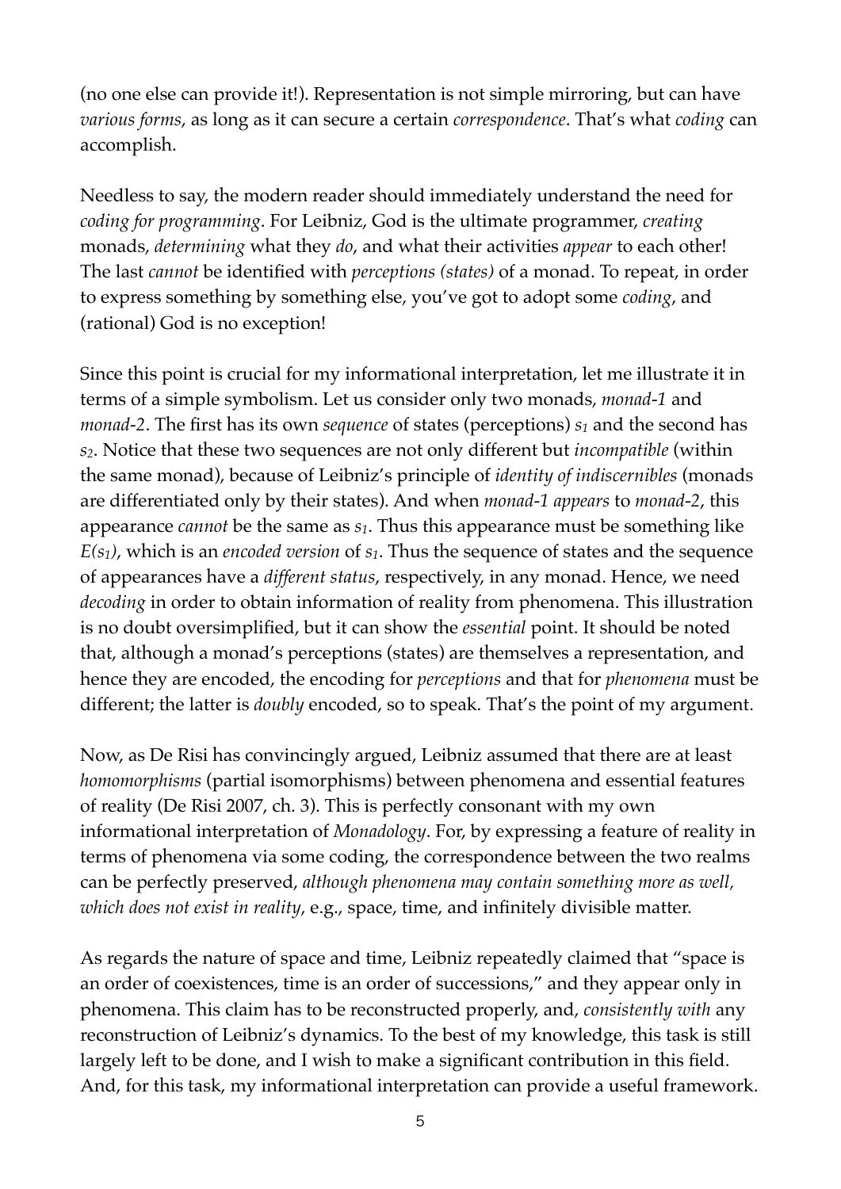(no one else can provide it!). Representation is not simple mirroring, but can have *various forms*, as long as it can secure a certain *correspondence*. That's what *coding* can accomplish.

Needless to say, the modern reader should immediately understand the need for *coding for programming*. For Leibniz, God is the ultimate programmer, *creating* monads, *determining* what they *do*, and what their activities *appear* to each other! The last *cannot* be identified with *perceptions (states)* of a monad. To repeat, in order to express something by something else, you've got to adopt some *coding*, and (rational) God is no exception!

Since this point is crucial for my informational interpretation, let me illustrate it in terms of a simple symbolism. Let us consider only two monads, *monad-1* and *monad-2*. The first has its own *sequence* of states (perceptions) $s_1$ and the second has $s_2$. Notice that these two sequences are not only different but *incompatible* (within the same monad), because of Leibniz's principle of *identity of indiscernibles* (monads are differentiated only by their states). And when *monad-1 appears* to *monad-2*, this appearance *cannot* be the same as $s_1$. Thus this appearance must be something like $E(s_1)$, which is an *encoded version* of $s_1$. Thus the sequence of states and the sequence of appearances have a *different status*, respectively, in any monad. Hence, we need *decoding* in order to obtain information of reality from phenomena. This illustration is no doubt oversimplified, but it can show the *essential* point. It should be noted that, although a monad's perceptions (states) are themselves a representation, and hence they are encoded, the encoding for *perceptions* and that for *phenomena* must be different; the latter is *doubly* encoded, so to speak. That's the point of my argument.

Now, as De Risi has convincingly argued, Leibniz assumed that there are at least *homomorphisms* (partial isomorphisms) between phenomena and essential features of reality (De Risi 2007, ch. 3). This is perfectly consonant with my own informational interpretation of *Monadology*. For, by expressing a feature of reality in terms of phenomena via some coding, the correspondence between the two realms can be perfectly preserved, *although phenomena may contain something more as well, which does not exist in reality*, e.g., space, time, and infinitely divisible matter.

As regards the nature of space and time, Leibniz repeatedly claimed that "space is an order of coexistences, time is an order of successions," and they appear only in phenomena. This claim has to be reconstructed properly, and, *consistently with* any reconstruction of Leibniz's dynamics. To the best of my knowledge, this task is still largely left to be done, and I wish to make a significant contribution in this field. And, for this task, my informational interpretation can provide a useful framework.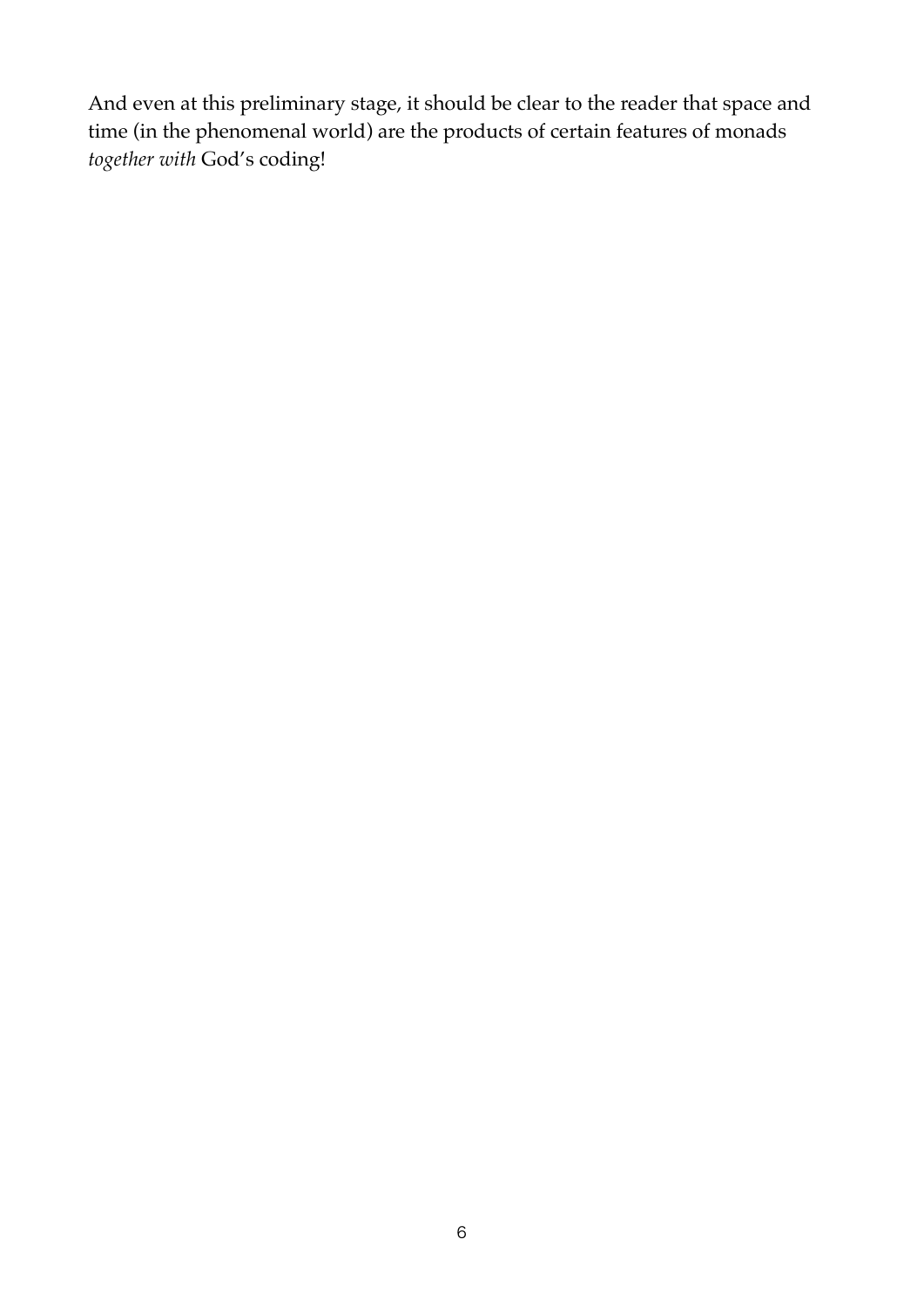And even at this preliminary stage, it should be clear to the reader that space and time (in the phenomenal world) are the products of certain features of monads *together with* God's coding!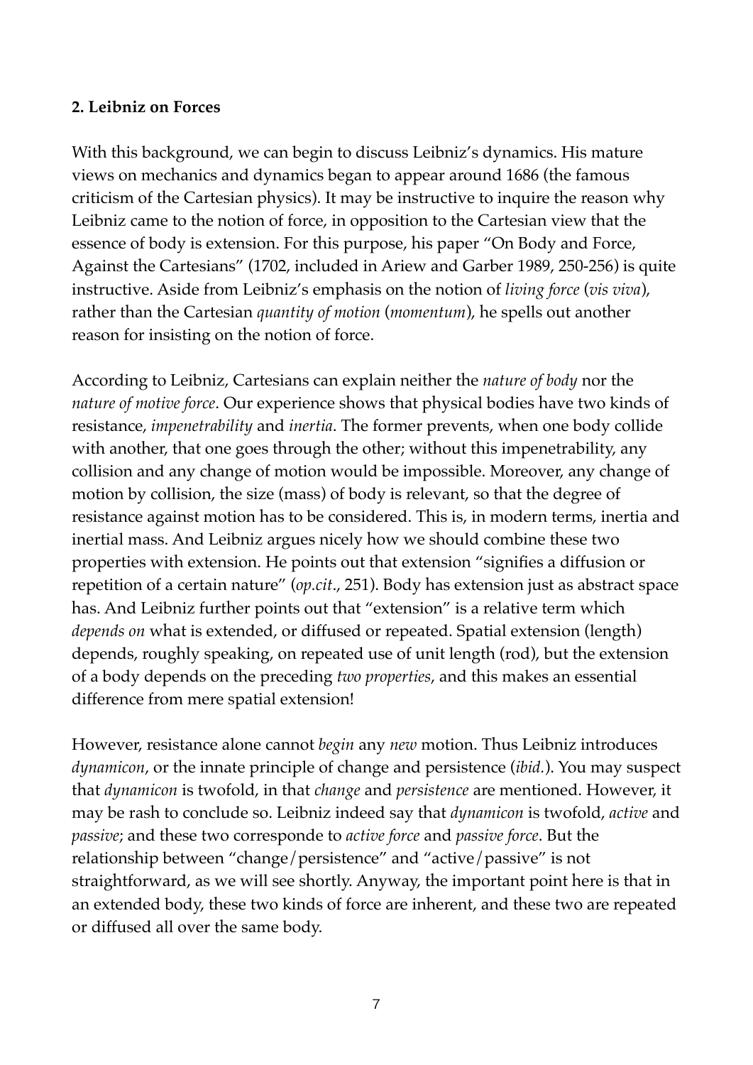## 2. Leibniz on Forces

With this background, we can begin to discuss Leibniz's dynamics. His mature views on mechanics and dynamics began to appear around 1686 (the famous criticism of the Cartesian physics). It may be instructive to inquire the reason why Leibniz came to the notion of force, in opposition to the Cartesian view that the essence of body is extension. For this purpose, his paper "On Body and Force, Against the Cartesians" (1702, included in Ariew and Garber 1989, 250-256) is quite instructive. Aside from Leibniz's emphasis on the notion of *living force* (*vis viva*), rather than the Cartesian *quantity of motion* (*momentum*), he spells out another reason for insisting on the notion of force.

According to Leibniz, Cartesians can explain neither the *nature of body* nor the *nature of motive force*. Our experience shows that physical bodies have two kinds of resistance, *impenetrability* and *inertia*. The former prevents, when one body collide with another, that one goes through the other; without this impenetrability, any collision and any change of motion would be impossible. Moreover, any change of motion by collision, the size (mass) of body is relevant, so that the degree of resistance against motion has to be considered. This is, in modern terms, inertia and inertial mass. And Leibniz argues nicely how we should combine these two properties with extension. He points out that extension "signifies a diffusion or repetition of a certain nature" (*op.cit*., 251). Body has extension just as abstract space has. And Leibniz further points out that "extension" is a relative term which *depends on* what is extended, or diffused or repeated. Spatial extension (length) depends, roughly speaking, on repeated use of unit length (rod), but the extension of a body depends on the preceding *two properties*, and this makes an essential difference from mere spatial extension!

However, resistance alone cannot *begin* any *new* motion. Thus Leibniz introduces *dynamicon*, or the innate principle of change and persistence (*ibid.*). You may suspect that *dynamicon* is twofold, in that *change* and *persistence* are mentioned. However, it may be rash to conclude so. Leibniz indeed say that *dynamicon* is twofold, *active* and *passive*; and these two corresponde to *active force* and *passive force*. But the relationship between "change/persistence" and "active/passive" is not straightforward, as we will see shortly. Anyway, the important point here is that in an extended body, these two kinds of force are inherent, and these two are repeated or diffused all over the same body.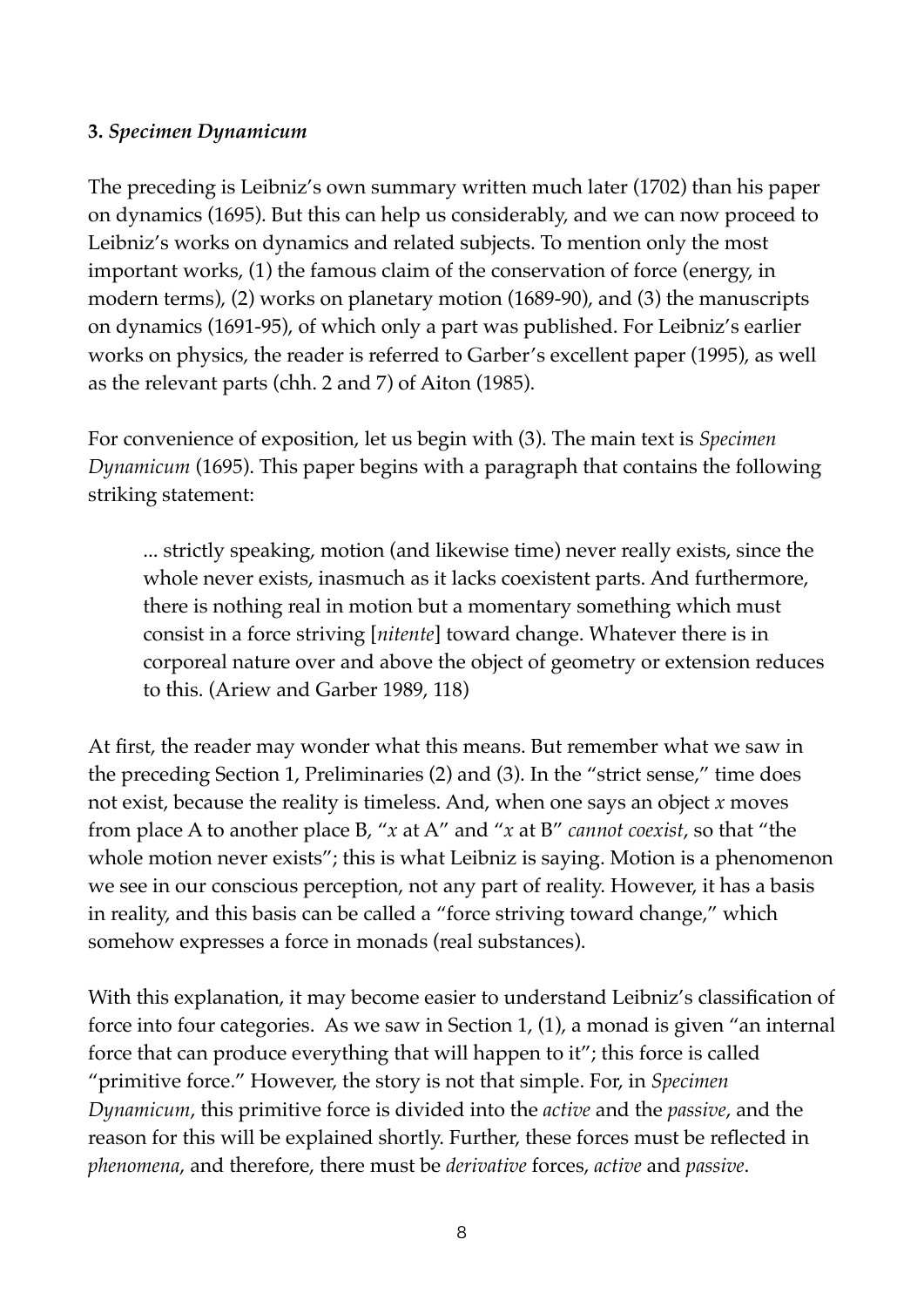### **3.** ***Specimen Dynamicum***

The preceding is Leibniz's own summary written much later (1702) than his paper on dynamics (1695). But this can help us considerably, and we can now proceed to Leibniz's works on dynamics and related subjects. To mention only the most important works, (1) the famous claim of the conservation of force (energy, in modern terms), (2) works on planetary motion (1689-90), and (3) the manuscripts on dynamics (1691-95), of which only a part was published. For Leibniz's earlier works on physics, the reader is referred to Garber's excellent paper (1995), as well as the relevant parts (chh. 2 and 7) of Aiton (1985).

For convenience of exposition, let us begin with (3). The main text is *Specimen Dynamicum* (1695). This paper begins with a paragraph that contains the following striking statement:

> ... strictly speaking, motion (and likewise time) never really exists, since the whole never exists, inasmuch as it lacks coexistent parts. And furthermore, there is nothing real in motion but a momentary something which must consist in a force striving [*nitente*] toward change. Whatever there is in corporeal nature over and above the object of geometry or extension reduces to this. (Ariew and Garber 1989, 118)

At first, the reader may wonder what this means. But remember what we saw in the preceding Section 1, Preliminaries (2) and (3). In the "strict sense," time does not exist, because the reality is timeless. And, when one says an object *x* moves from place A to another place B, "*x* at A" and "*x* at B" *cannot coexist*, so that "the whole motion never exists"; this is what Leibniz is saying. Motion is a phenomenon we see in our conscious perception, not any part of reality. However, it has a basis in reality, and this basis can be called a "force striving toward change," which somehow expresses a force in monads (real substances).

With this explanation, it may become easier to understand Leibniz's classification of force into four categories. As we saw in Section 1, (1), a monad is given "an internal force that can produce everything that will happen to it"; this force is called "primitive force." However, the story is not that simple. For, in *Specimen Dynamicum*, this primitive force is divided into the *active* and the *passive*, and the reason for this will be explained shortly. Further, these forces must be reflected in *phenomena*, and therefore, there must be *derivative* forces, *active* and *passive*.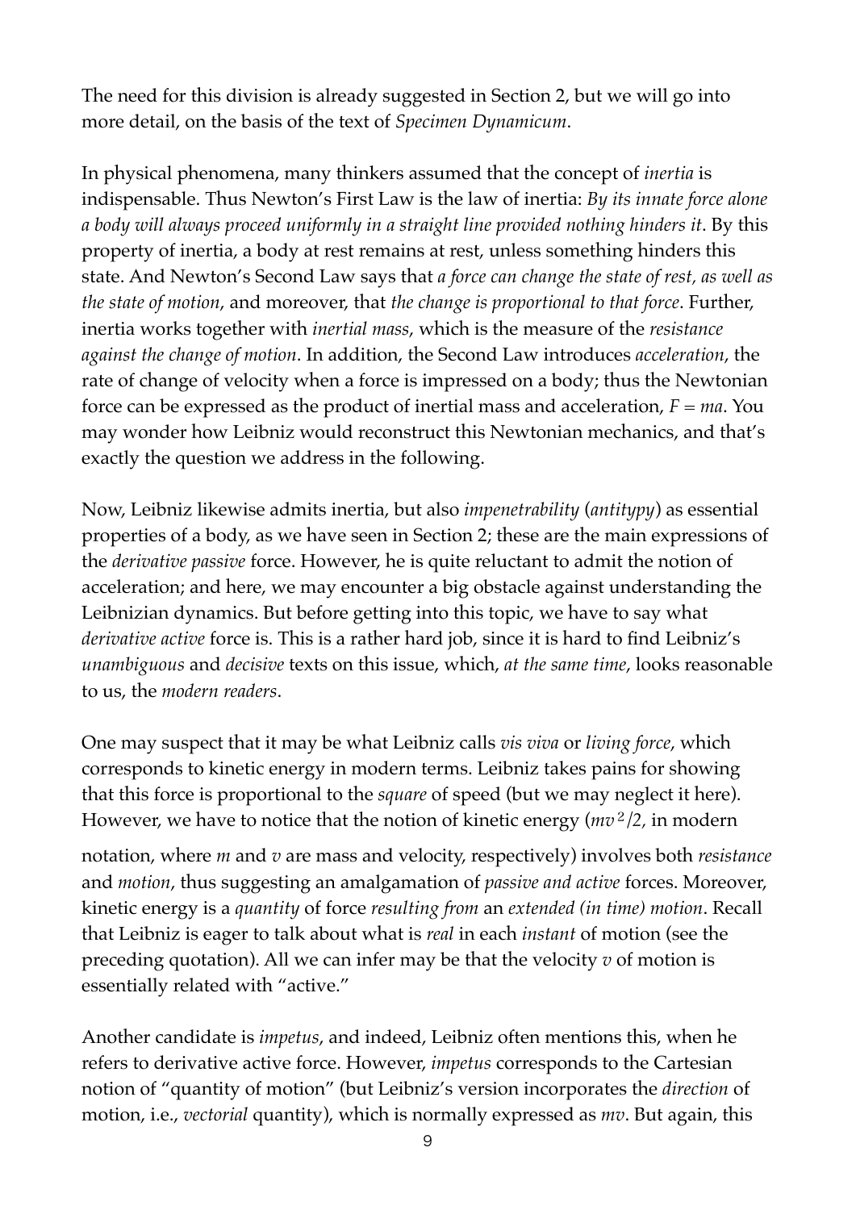The need for this division is already suggested in Section 2, but we will go into more detail, on the basis of the text of *Specimen Dynamicum*.

In physical phenomena, many thinkers assumed that the concept of *inertia* is indispensable. Thus Newton's First Law is the law of inertia: *By its innate force alone a body will always proceed uniformly in a straight line provided nothing hinders it*. By this property of inertia, a body at rest remains at rest, unless something hinders this state. And Newton's Second Law says that *a force can change the state of rest, as well as the state of motion*, and moreover, that *the change is proportional to that force*. Further, inertia works together with *inertial mass*, which is the measure of the *resistance against the change of motion*. In addition, the Second Law introduces *acceleration*, the rate of change of velocity when a force is impressed on a body; thus the Newtonian force can be expressed as the product of inertial mass and acceleration, $F = ma$. You may wonder how Leibniz would reconstruct this Newtonian mechanics, and that's exactly the question we address in the following.

Now, Leibniz likewise admits inertia, but also *impenetrability* (*antitypy*) as essential properties of a body, as we have seen in Section 2; these are the main expressions of the *derivative passive* force. However, he is quite reluctant to admit the notion of acceleration; and here, we may encounter a big obstacle against understanding the Leibnizian dynamics. But before getting into this topic, we have to say what *derivative active* force is. This is a rather hard job, since it is hard to find Leibniz's *unambiguous* and *decisive* texts on this issue, which, *at the same time*, looks reasonable to us, the *modern readers*.

One may suspect that it may be what Leibniz calls *vis viva* or *living force*, which corresponds to kinetic energy in modern terms. Leibniz takes pains for showing that this force is proportional to the *square* of speed (but we may neglect it here). However, we have to notice that the notion of kinetic energy ($mv^2/2$, in modern notation, where $m$ and $v$ are mass and velocity, respectively) involves both *resistance* and *motion*, thus suggesting an amalgamation of *passive and active* forces. Moreover, kinetic energy is a *quantity* of force *resulting from* an *extended (in time) motion*. Recall that Leibniz is eager to talk about what is *real* in each *instant* of motion (see the preceding quotation). All we can infer may be that the velocity $v$ of motion is essentially related with "active."

Another candidate is *impetus*, and indeed, Leibniz often mentions this, when he refers to derivative active force. However, *impetus* corresponds to the Cartesian notion of "quantity of motion" (but Leibniz's version incorporates the *direction* of motion, i.e., *vectorial* quantity), which is normally expressed as $mv$. But again, this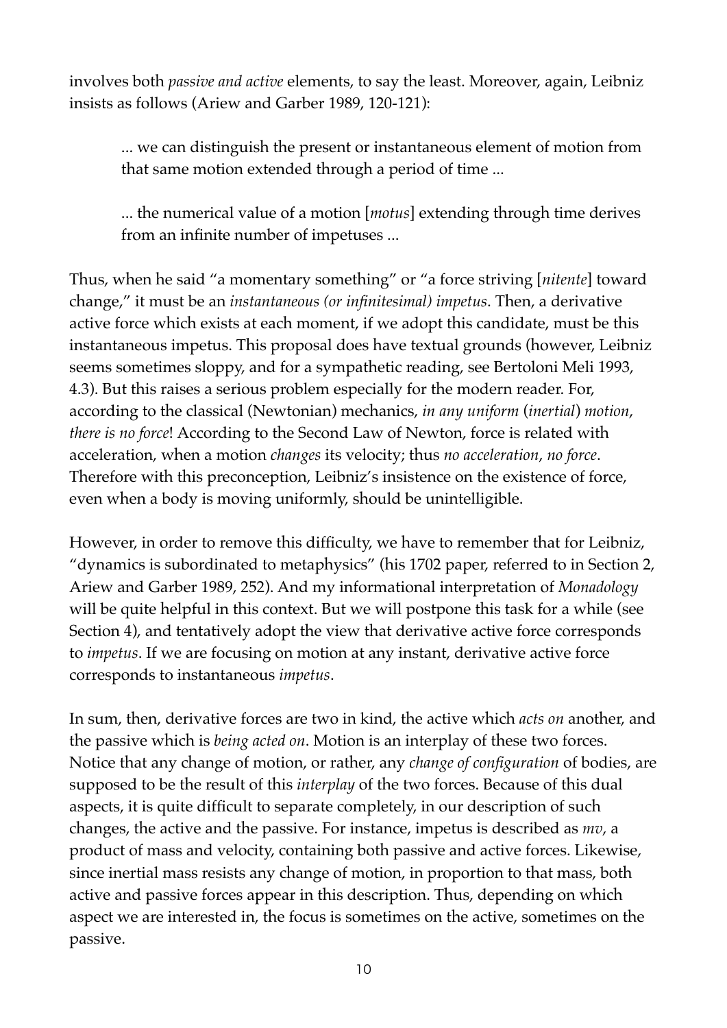involves both *passive and active* elements, to say the least. Moreover, again, Leibniz insists as follows (Ariew and Garber 1989, 120-121):

> ... we can distinguish the present or instantaneous element of motion from that same motion extended through a period of time ...
>
> ... the numerical value of a motion [*motus*] extending through time derives from an infinite number of impetuses ...

Thus, when he said "a momentary something" or "a force striving [*nitente*] toward change," it must be an *instantaneous (or infinitesimal) impetus*. Then, a derivative active force which exists at each moment, if we adopt this candidate, must be this instantaneous impetus. This proposal does have textual grounds (however, Leibniz seems sometimes sloppy, and for a sympathetic reading, see Bertoloni Meli 1993, 4.3). But this raises a serious problem especially for the modern reader. For, according to the classical (Newtonian) mechanics, *in any uniform* (*inertial*) *motion*, *there is no force*! According to the Second Law of Newton, force is related with acceleration, when a motion *changes* its velocity; thus *no acceleration*, *no force*. Therefore with this preconception, Leibniz's insistence on the existence of force, even when a body is moving uniformly, should be unintelligible.

However, in order to remove this difficulty, we have to remember that for Leibniz, "dynamics is subordinated to metaphysics" (his 1702 paper, referred to in Section 2, Ariew and Garber 1989, 252). And my informational interpretation of *Monadology* will be quite helpful in this context. But we will postpone this task for a while (see Section 4), and tentatively adopt the view that derivative active force corresponds to *impetus*. If we are focusing on motion at any instant, derivative active force corresponds to instantaneous *impetus*.

In sum, then, derivative forces are two in kind, the active which *acts on* another, and the passive which is *being acted on*. Motion is an interplay of these two forces. Notice that any change of motion, or rather, any *change of configuration* of bodies, are supposed to be the result of this *interplay* of the two forces. Because of this dual aspects, it is quite difficult to separate completely, in our description of such changes, the active and the passive. For instance, impetus is described as $mv$, a product of mass and velocity, containing both passive and active forces. Likewise, since inertial mass resists any change of motion, in proportion to that mass, both active and passive forces appear in this description. Thus, depending on which aspect we are interested in, the focus is sometimes on the active, sometimes on the passive.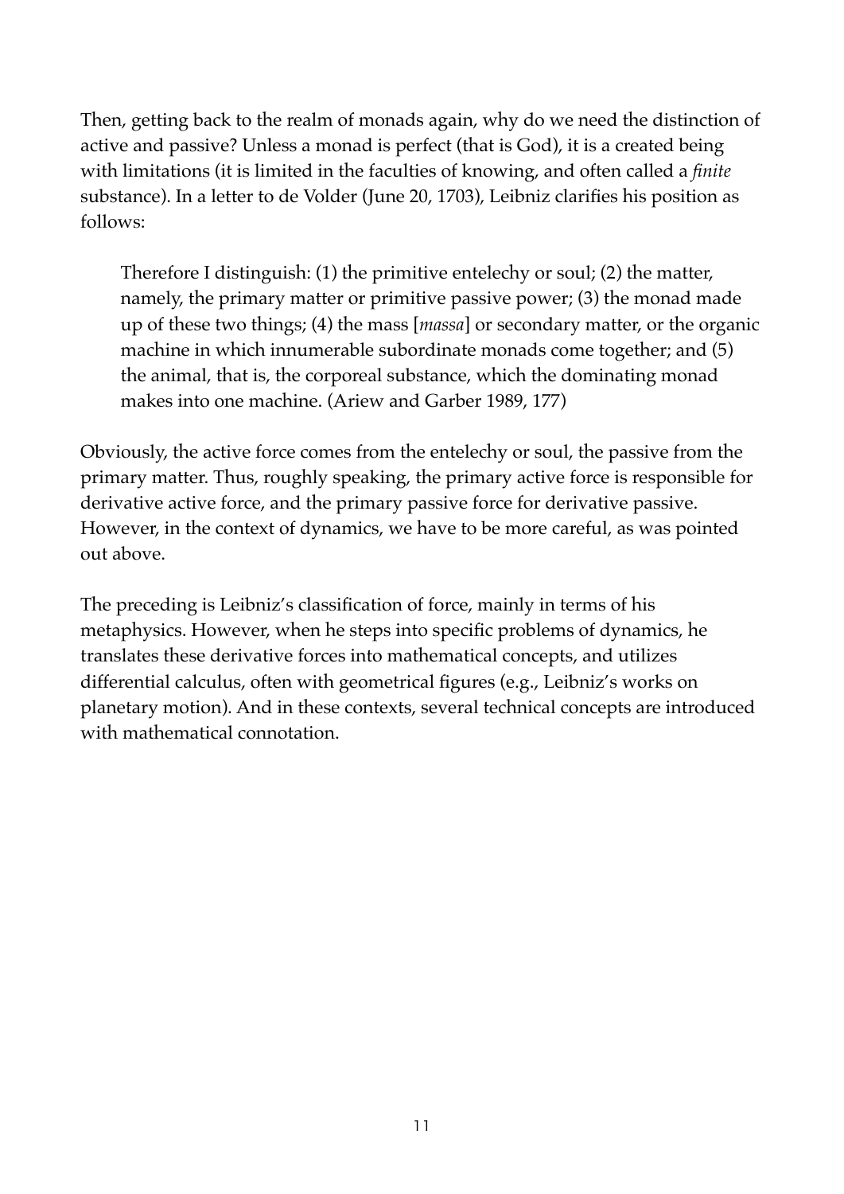Then, getting back to the realm of monads again, why do we need the distinction of active and passive? Unless a monad is perfect (that is God), it is a created being with limitations (it is limited in the faculties of knowing, and often called a *finite* substance). In a letter to de Volder (June 20, 1703), Leibniz clarifies his position as follows:

> Therefore I distinguish: (1) the primitive entelechy or soul; (2) the matter, namely, the primary matter or primitive passive power; (3) the monad made up of these two things; (4) the mass [*massa*] or secondary matter, or the organic machine in which innumerable subordinate monads come together; and (5) the animal, that is, the corporeal substance, which the dominating monad makes into one machine. (Ariew and Garber 1989, 177)

Obviously, the active force comes from the entelechy or soul, the passive from the primary matter. Thus, roughly speaking, the primary active force is responsible for derivative active force, and the primary passive force for derivative passive. However, in the context of dynamics, we have to be more careful, as was pointed out above.

The preceding is Leibniz's classification of force, mainly in terms of his metaphysics. However, when he steps into specific problems of dynamics, he translates these derivative forces into mathematical concepts, and utilizes differential calculus, often with geometrical figures (e.g., Leibniz's works on planetary motion). And in these contexts, several technical concepts are introduced with mathematical connotation.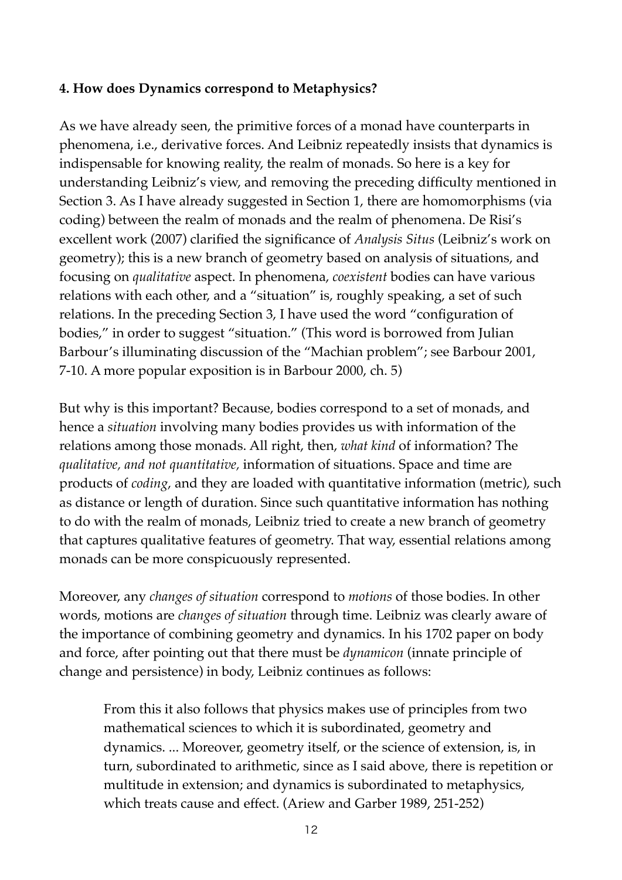**4. How does Dynamics correspond to Metaphysics?**

As we have already seen, the primitive forces of a monad have counterparts in phenomena, i.e., derivative forces. And Leibniz repeatedly insists that dynamics is indispensable for knowing reality, the realm of monads. So here is a key for understanding Leibniz's view, and removing the preceding difficulty mentioned in Section 3. As I have already suggested in Section 1, there are homomorphisms (via coding) between the realm of monads and the realm of phenomena. De Risi's excellent work (2007) clarified the significance of *Analysis Situs* (Leibniz's work on geometry); this is a new branch of geometry based on analysis of situations, and focusing on *qualitative* aspect. In phenomena, *coexistent* bodies can have various relations with each other, and a "situation" is, roughly speaking, a set of such relations. In the preceding Section 3, I have used the word "configuration of bodies," in order to suggest "situation." (This word is borrowed from Julian Barbour's illuminating discussion of the "Machian problem"; see Barbour 2001, 7-10. A more popular exposition is in Barbour 2000, ch. 5)

But why is this important? Because, bodies correspond to a set of monads, and hence a *situation* involving many bodies provides us with information of the relations among those monads. All right, then, *what kind* of information? The *qualitative, and not quantitative,* information of situations. Space and time are products of *coding*, and they are loaded with quantitative information (metric), such as distance or length of duration. Since such quantitative information has nothing to do with the realm of monads, Leibniz tried to create a new branch of geometry that captures qualitative features of geometry. That way, essential relations among monads can be more conspicuously represented.

Moreover, any *changes of situation* correspond to *motions* of those bodies. In other words, motions are *changes of situation* through time. Leibniz was clearly aware of the importance of combining geometry and dynamics. In his 1702 paper on body and force, after pointing out that there must be *dynamicon* (innate principle of change and persistence) in body, Leibniz continues as follows:

> From this it also follows that physics makes use of principles from two mathematical sciences to which it is subordinated, geometry and dynamics. ... Moreover, geometry itself, or the science of extension, is, in turn, subordinated to arithmetic, since as I said above, there is repetition or multitude in extension; and dynamics is subordinated to metaphysics, which treats cause and effect. (Ariew and Garber 1989, 251-252)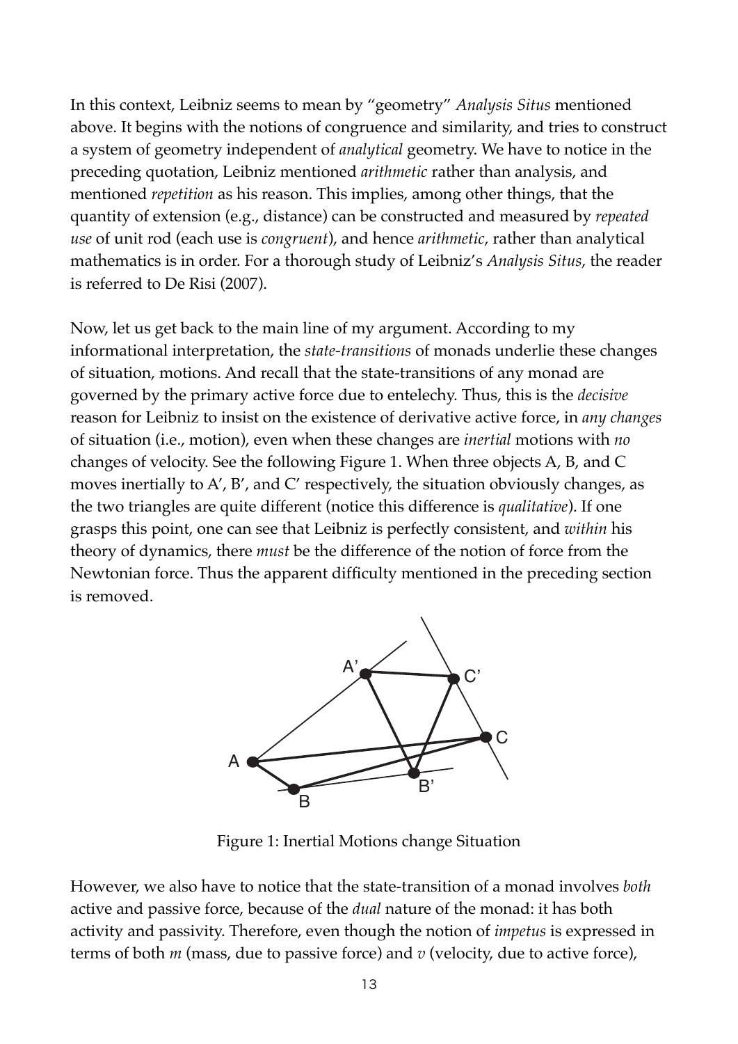In this context, Leibniz seems to mean by "geometry" *Analysis Situs* mentioned above. It begins with the notions of congruence and similarity, and tries to construct a system of geometry independent of *analytical* geometry. We have to notice in the preceding quotation, Leibniz mentioned *arithmetic* rather than analysis, and mentioned *repetition* as his reason. This implies, among other things, that the quantity of extension (e.g., distance) can be constructed and measured by *repeated use* of unit rod (each use is *congruent*), and hence *arithmetic*, rather than analytical mathematics is in order. For a thorough study of Leibniz's *Analysis Situs*, the reader is referred to De Risi (2007).

Now, let us get back to the main line of my argument. According to my informational interpretation, the *state-transitions* of monads underlie these changes of situation, motions. And recall that the state-transitions of any monad are governed by the primary active force due to entelechy. Thus, this is the *decisive* reason for Leibniz to insist on the existence of derivative active force, in *any changes* of situation (i.e., motion), even when these changes are *inertial* motions with *no* changes of velocity. See the following Figure 1. When three objects A, B, and C moves inertially to A', B', and C' respectively, the situation obviously changes, as the two triangles are quite different (notice this difference is *qualitative*). If one grasps this point, one can see that Leibniz is perfectly consistent, and *within* his theory of dynamics, there *must* be the difference of the notion of force from the Newtonian force. Thus the apparent difficulty mentioned in the preceding section is removed.

Figure 1: Inertial Motions change Situation

However, we also have to notice that the state-transition of a monad involves *both* active and passive force, because of the *dual* nature of the monad: it has both activity and passivity. Therefore, even though the notion of *impetus* is expressed in terms of both $m$ (mass, due to passive force) and $v$ (velocity, due to active force),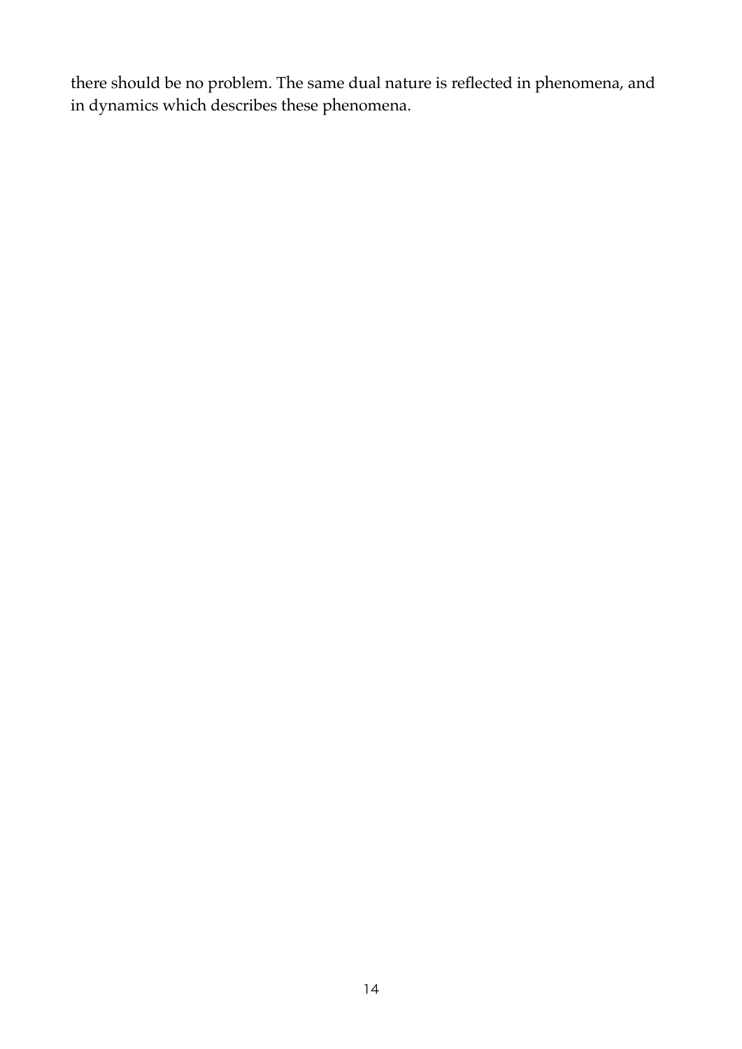there should be no problem. The same dual nature is reflected in phenomena, and in dynamics which describes these phenomena.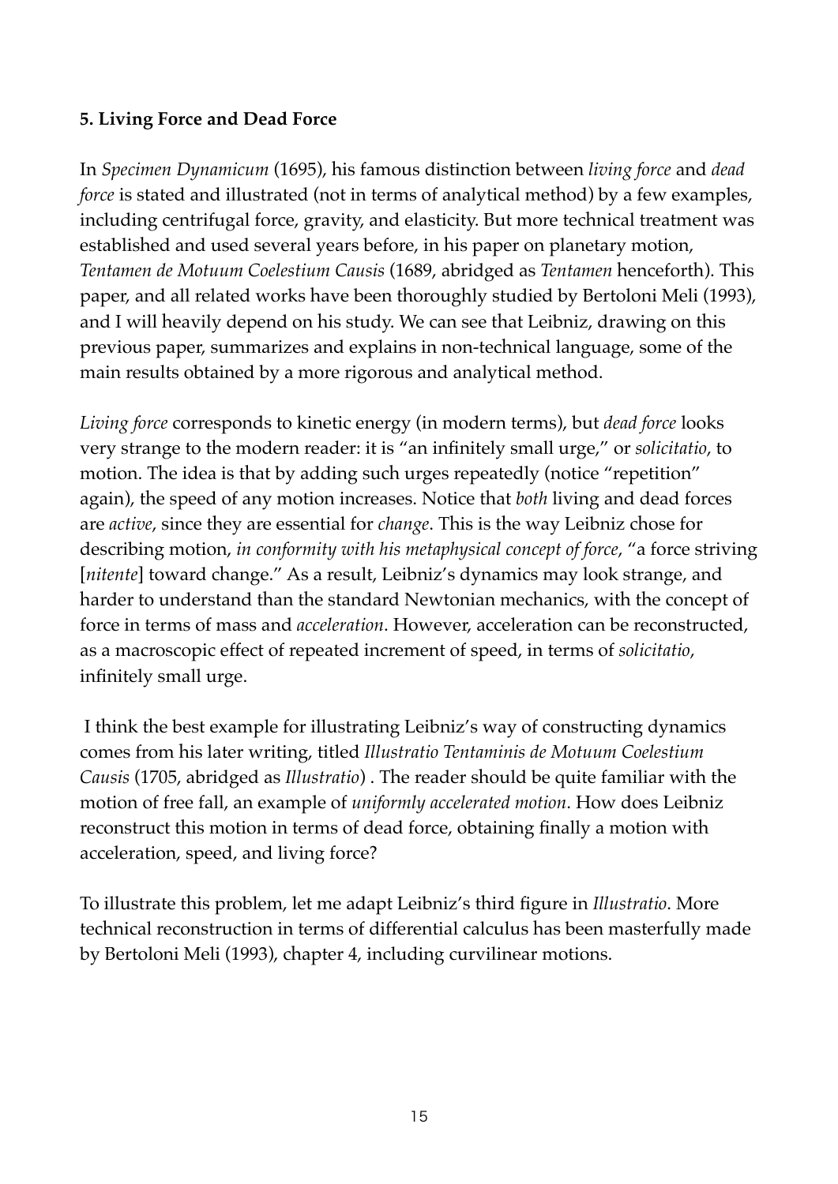## 5. Living Force and Dead Force

In *Specimen Dynamicum* (1695), his famous distinction between *living force* and *dead force* is stated and illustrated (not in terms of analytical method) by a few examples, including centrifugal force, gravity, and elasticity. But more technical treatment was established and used several years before, in his paper on planetary motion, *Tentamen de Motuum Coelestium Causis* (1689, abridged as *Tentamen* henceforth). This paper, and all related works have been thoroughly studied by Bertoloni Meli (1993), and I will heavily depend on his study. We can see that Leibniz, drawing on this previous paper, summarizes and explains in non-technical language, some of the main results obtained by a more rigorous and analytical method.

*Living force* corresponds to kinetic energy (in modern terms), but *dead force* looks very strange to the modern reader: it is "an infinitely small urge," or *solicitatio*, to motion. The idea is that by adding such urges repeatedly (notice "repetition" again), the speed of any motion increases. Notice that *both* living and dead forces are *active*, since they are essential for *change*. This is the way Leibniz chose for describing motion, *in conformity with his metaphysical concept of force*, "a force striving [*nitente*] toward change." As a result, Leibniz's dynamics may look strange, and harder to understand than the standard Newtonian mechanics, with the concept of force in terms of mass and *acceleration*. However, acceleration can be reconstructed, as a macroscopic effect of repeated increment of speed, in terms of *solicitatio*, infinitely small urge.

I think the best example for illustrating Leibniz's way of constructing dynamics comes from his later writing, titled *Illustratio Tentaminis de Motuum Coelestium Causis* (1705, abridged as *Illustratio*) . The reader should be quite familiar with the motion of free fall, an example of *uniformly accelerated motion*. How does Leibniz reconstruct this motion in terms of dead force, obtaining finally a motion with acceleration, speed, and living force?

To illustrate this problem, let me adapt Leibniz's third figure in *Illustratio*. More technical reconstruction in terms of differential calculus has been masterfully made by Bertoloni Meli (1993), chapter 4, including curvilinear motions.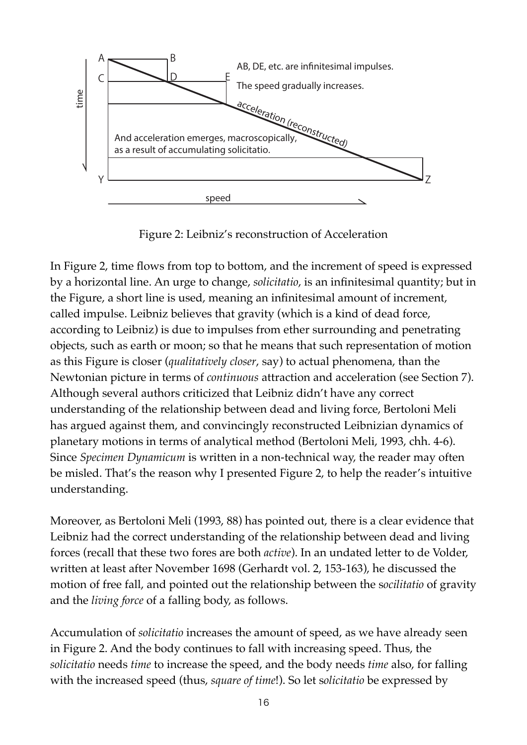Figure 2: Leibniz's reconstruction of Acceleration

In Figure 2, time flows from top to bottom, and the increment of speed is expressed by a horizontal line. An urge to change, *solicitatio*, is an infinitesimal quantity; but in the Figure, a short line is used, meaning an infinitesimal amount of increment, called impulse. Leibniz believes that gravity (which is a kind of dead force, according to Leibniz) is due to impulses from ether surrounding and penetrating objects, such as earth or moon; so that he means that such representation of motion as this Figure is closer (*qualitatively closer*, say) to actual phenomena, than the Newtonian picture in terms of *continuous* attraction and acceleration (see Section 7). Although several authors criticized that Leibniz didn't have any correct understanding of the relationship between dead and living force, Bertoloni Meli has argued against them, and convincingly reconstructed Leibnizian dynamics of planetary motions in terms of analytical method (Bertoloni Meli, 1993, chh. 4-6). Since *Specimen Dynamicum* is written in a non-technical way, the reader may often be misled. That's the reason why I presented Figure 2, to help the reader's intuitive understanding.

Moreover, as Bertoloni Meli (1993, 88) has pointed out, there is a clear evidence that Leibniz had the correct understanding of the relationship between dead and living forces (recall that these two fores are both *active*). In an undated letter to de Volder, written at least after November 1698 (Gerhardt vol. 2, 153-163), he discussed the motion of free fall, and pointed out the relationship between the s*ocilitatio* of gravity and the *living force* of a falling body, as follows.

Accumulation of *solicitatio* increases the amount of speed, as we have already seen in Figure 2. And the body continues to fall with increasing speed. Thus, the *solicitatio* needs *time* to increase the speed, and the body needs *time* also, for falling with the increased speed (thus, *square of time*!). So let s*olicitatio* be expressed by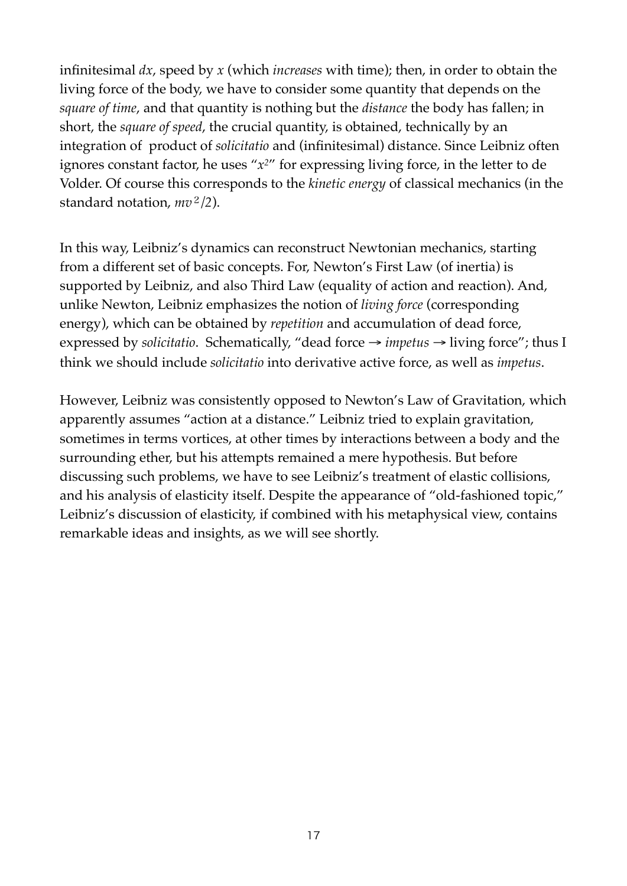infinitesimal $dx$, speed by $x$ (which *increases* with time); then, in order to obtain the living force of the body, we have to consider some quantity that depends on the *square of time*, and that quantity is nothing but the *distance* the body has fallen; in short, the *square of speed*, the crucial quantity, is obtained, technically by an integration of product of *solicitatio* and (infinitesimal) distance. Since Leibniz often ignores constant factor, he uses "$x^2$" for expressing living force, in the letter to de Volder. Of course this corresponds to the *kinetic energy* of classical mechanics (in the standard notation, $mv^2/2$).

In this way, Leibniz's dynamics can reconstruct Newtonian mechanics, starting from a different set of basic concepts. For, Newton's First Law (of inertia) is supported by Leibniz, and also Third Law (equality of action and reaction). And, unlike Newton, Leibniz emphasizes the notion of *living force* (corresponding energy), which can be obtained by *repetition* and accumulation of dead force, expressed by *solicitatio*. Schematically, "dead force → *impetus* → living force"; thus I think we should include *solicitatio* into derivative active force, as well as *impetus*.

However, Leibniz was consistently opposed to Newton's Law of Gravitation, which apparently assumes "action at a distance." Leibniz tried to explain gravitation, sometimes in terms vortices, at other times by interactions between a body and the surrounding ether, but his attempts remained a mere hypothesis. But before discussing such problems, we have to see Leibniz's treatment of elastic collisions, and his analysis of elasticity itself. Despite the appearance of "old-fashioned topic," Leibniz's discussion of elasticity, if combined with his metaphysical view, contains remarkable ideas and insights, as we will see shortly.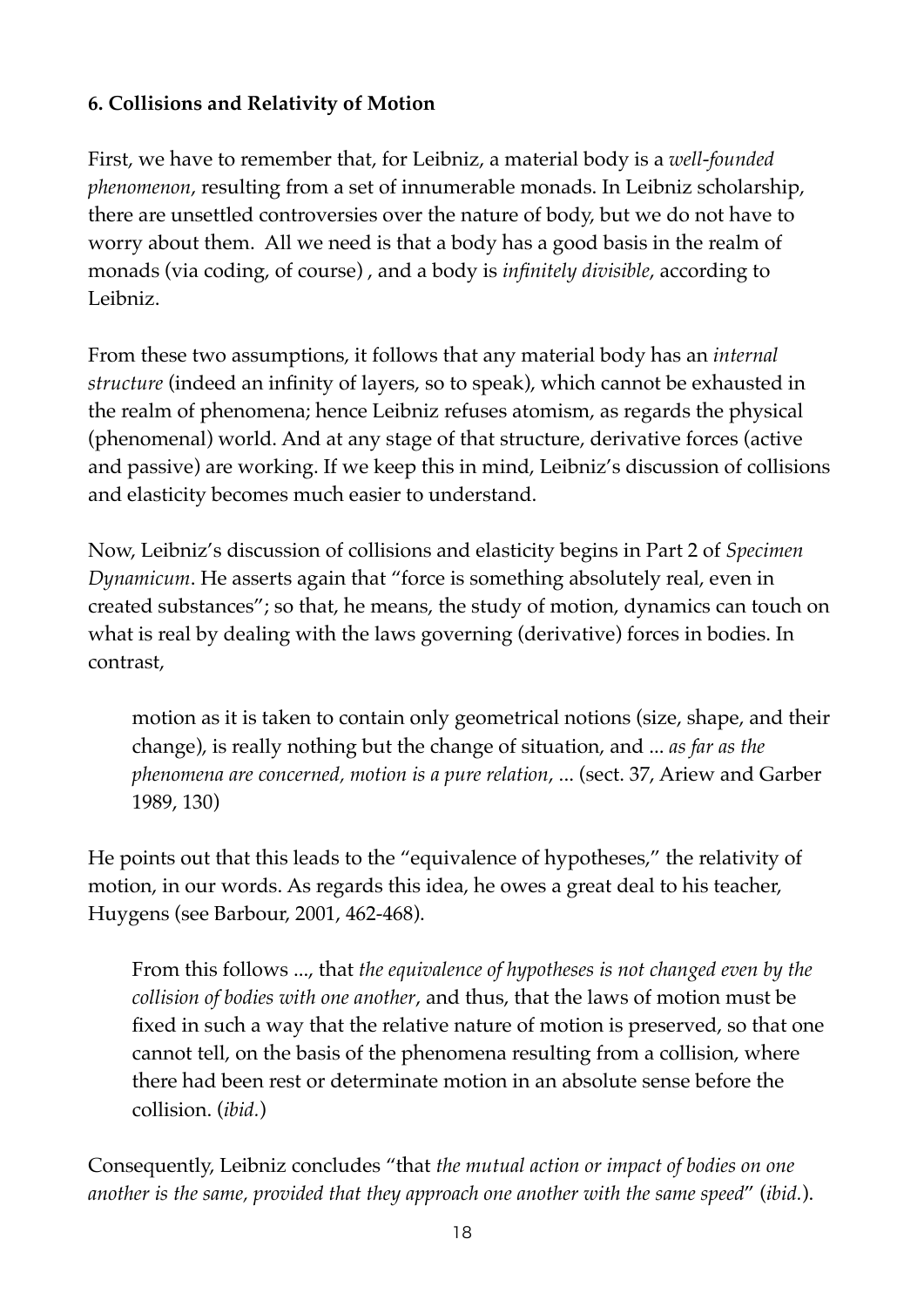**6. Collisions and Relativity of Motion**

First, we have to remember that, for Leibniz, a material body is a *well-founded phenomenon*, resulting from a set of innumerable monads. In Leibniz scholarship, there are unsettled controversies over the nature of body, but we do not have to worry about them. All we need is that a body has a good basis in the realm of monads (via coding, of course) , and a body is *infinitely divisible*, according to Leibniz.

From these two assumptions, it follows that any material body has an *internal structure* (indeed an infinity of layers, so to speak), which cannot be exhausted in the realm of phenomena; hence Leibniz refuses atomism, as regards the physical (phenomenal) world. And at any stage of that structure, derivative forces (active and passive) are working. If we keep this in mind, Leibniz's discussion of collisions and elasticity becomes much easier to understand.

Now, Leibniz's discussion of collisions and elasticity begins in Part 2 of *Specimen Dynamicum*. He asserts again that "force is something absolutely real, even in created substances"; so that, he means, the study of motion, dynamics can touch on what is real by dealing with the laws governing (derivative) forces in bodies. In contrast,

> motion as it is taken to contain only geometrical notions (size, shape, and their change), is really nothing but the change of situation, and ... *as far as the phenomena are concerned, motion is a pure relation*, ... (sect. 37, Ariew and Garber 1989, 130)

He points out that this leads to the "equivalence of hypotheses," the relativity of motion, in our words. As regards this idea, he owes a great deal to his teacher, Huygens (see Barbour, 2001, 462-468).

> From this follows ..., that *the equivalence of hypotheses is not changed even by the collision of bodies with one another*, and thus, that the laws of motion must be fixed in such a way that the relative nature of motion is preserved, so that one cannot tell, on the basis of the phenomena resulting from a collision, where there had been rest or determinate motion in an absolute sense before the collision. (*ibid.*)

Consequently, Leibniz concludes "that *the mutual action or impact of bodies on one another is the same, provided that they approach one another with the same speed*" (*ibid.*).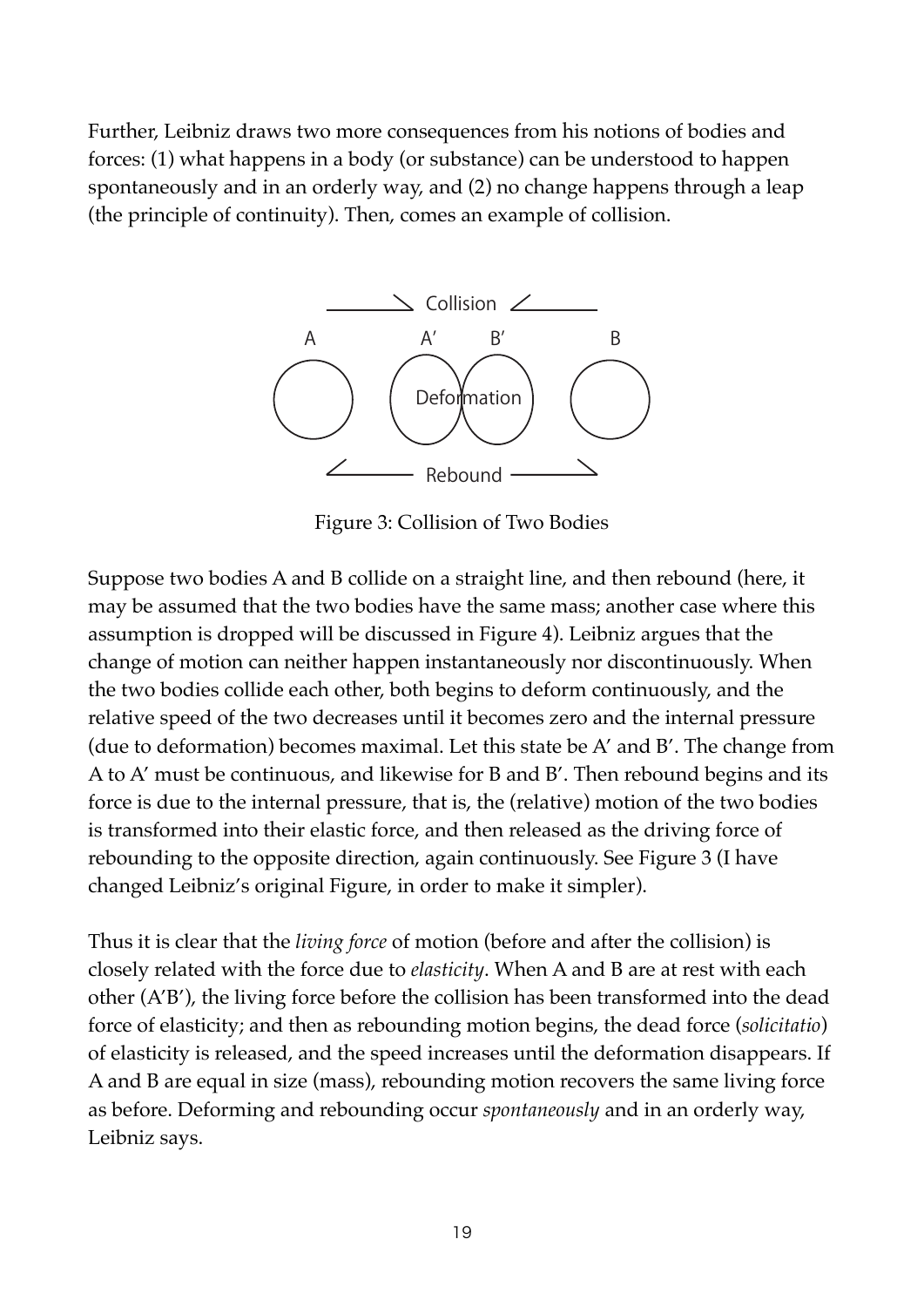Further, Leibniz draws two more consequences from his notions of bodies and forces: (1) what happens in a body (or substance) can be understood to happen spontaneously and in an orderly way, and (2) no change happens through a leap (the principle of continuity). Then, comes an example of collision.

Figure 3: Collision of Two Bodies

Suppose two bodies A and B collide on a straight line, and then rebound (here, it may be assumed that the two bodies have the same mass; another case where this assumption is dropped will be discussed in Figure 4). Leibniz argues that the change of motion can neither happen instantaneously nor discontinuously. When the two bodies collide each other, both begins to deform continuously, and the relative speed of the two decreases until it becomes zero and the internal pressure (due to deformation) becomes maximal. Let this state be A′ and B′. The change from A to A′ must be continuous, and likewise for B and B′. Then rebound begins and its force is due to the internal pressure, that is, the (relative) motion of the two bodies is transformed into their elastic force, and then released as the driving force of rebounding to the opposite direction, again continuously. See Figure 3 (I have changed Leibniz's original Figure, in order to make it simpler).

Thus it is clear that the *living force* of motion (before and after the collision) is closely related with the force due to *elasticity*. When A and B are at rest with each other (A′B′), the living force before the collision has been transformed into the dead force of elasticity; and then as rebounding motion begins, the dead force (*solicitatio*) of elasticity is released, and the speed increases until the deformation disappears. If A and B are equal in size (mass), rebounding motion recovers the same living force as before. Deforming and rebounding occur *spontaneously* and in an orderly way, Leibniz says.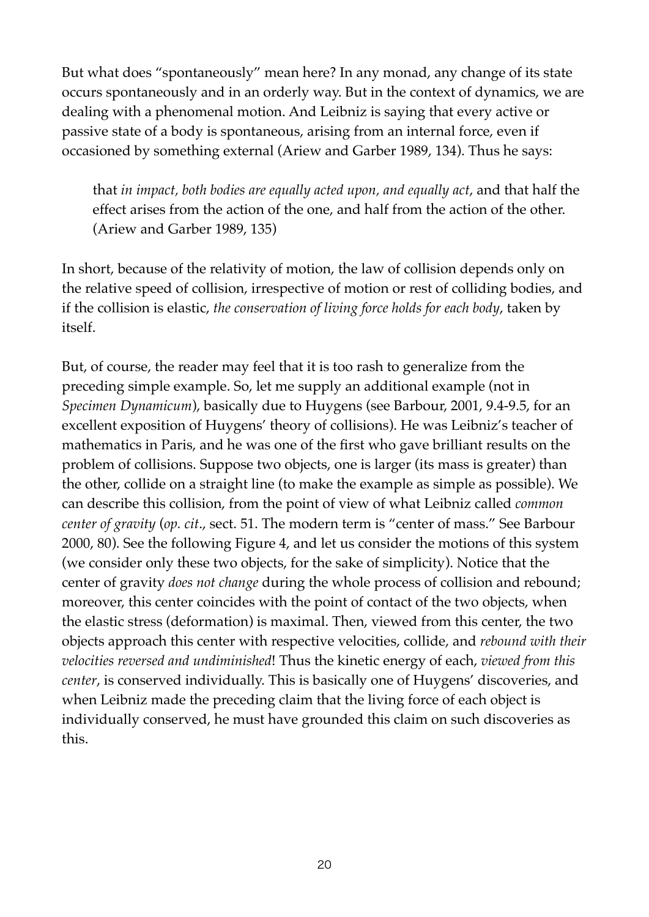But what does "spontaneously" mean here? In any monad, any change of its state occurs spontaneously and in an orderly way. But in the context of dynamics, we are dealing with a phenomenal motion. And Leibniz is saying that every active or passive state of a body is spontaneous, arising from an internal force, even if occasioned by something external (Ariew and Garber 1989, 134). Thus he says:

> that *in impact, both bodies are equally acted upon, and equally act*, and that half the effect arises from the action of the one, and half from the action of the other. (Ariew and Garber 1989, 135)

In short, because of the relativity of motion, the law of collision depends only on the relative speed of collision, irrespective of motion or rest of colliding bodies, and if the collision is elastic, *the conservation of living force holds for each body*, taken by itself.

But, of course, the reader may feel that it is too rash to generalize from the preceding simple example. So, let me supply an additional example (not in *Specimen Dynamicum*), basically due to Huygens (see Barbour, 2001, 9.4-9.5, for an excellent exposition of Huygens' theory of collisions). He was Leibniz's teacher of mathematics in Paris, and he was one of the first who gave brilliant results on the problem of collisions. Suppose two objects, one is larger (its mass is greater) than the other, collide on a straight line (to make the example as simple as possible). We can describe this collision, from the point of view of what Leibniz called *common center of gravity* (*op. cit*., sect. 51. The modern term is "center of mass." See Barbour 2000, 80). See the following Figure 4, and let us consider the motions of this system (we consider only these two objects, for the sake of simplicity). Notice that the center of gravity *does not change* during the whole process of collision and rebound; moreover, this center coincides with the point of contact of the two objects, when the elastic stress (deformation) is maximal. Then, viewed from this center, the two objects approach this center with respective velocities, collide, and *rebound with their velocities reversed and undiminished*! Thus the kinetic energy of each, *viewed from this center*, is conserved individually. This is basically one of Huygens' discoveries, and when Leibniz made the preceding claim that the living force of each object is individually conserved, he must have grounded this claim on such discoveries as this.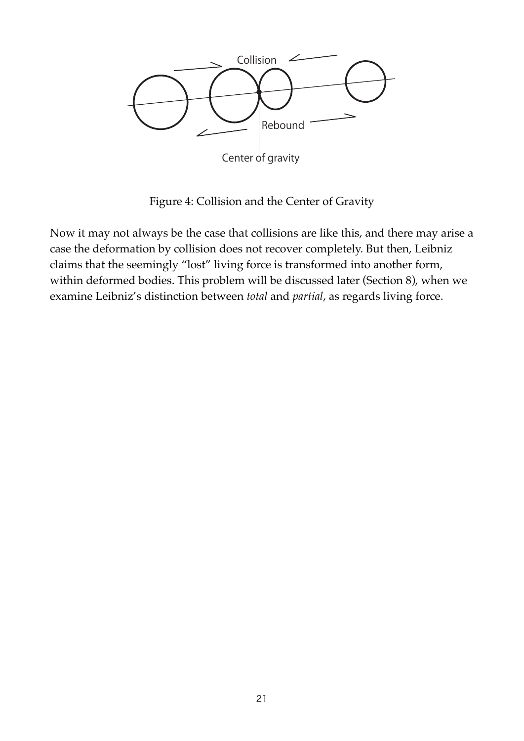Figure 4: Collision and the Center of Gravity

Now it may not always be the case that collisions are like this, and there may arise a case the deformation by collision does not recover completely. But then, Leibniz claims that the seemingly “lost” living force is transformed into another form, within deformed bodies. This problem will be discussed later (Section 8), when we examine Leibniz’s distinction between *total* and *partial*, as regards living force.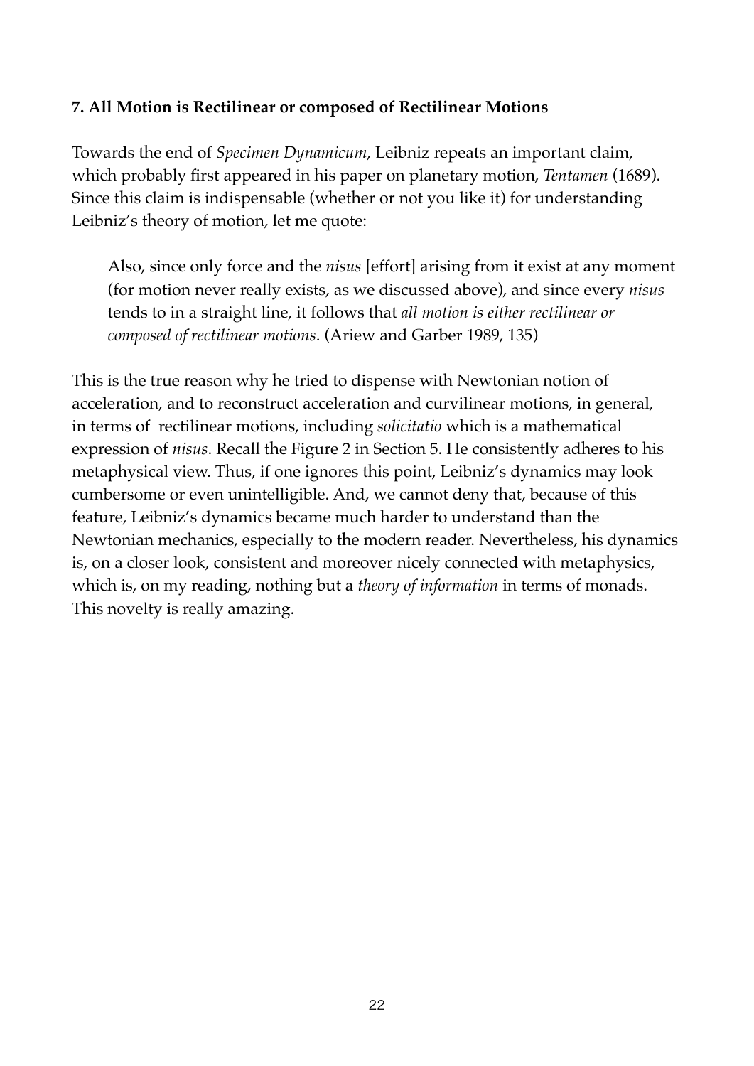**7. All Motion is Rectilinear or composed of Rectilinear Motions**

Towards the end of *Specimen Dynamicum*, Leibniz repeats an important claim, which probably first appeared in his paper on planetary motion, *Tentamen* (1689). Since this claim is indispensable (whether or not you like it) for understanding Leibniz's theory of motion, let me quote:

> Also, since only force and the *nisus* [effort] arising from it exist at any moment (for motion never really exists, as we discussed above), and since every *nisus* tends to in a straight line, it follows that *all motion is either rectilinear or composed of rectilinear motions*. (Ariew and Garber 1989, 135)

This is the true reason why he tried to dispense with Newtonian notion of acceleration, and to reconstruct acceleration and curvilinear motions, in general, in terms of rectilinear motions, including *solicitatio* which is a mathematical expression of *nisus*. Recall the Figure 2 in Section 5. He consistently adheres to his metaphysical view. Thus, if one ignores this point, Leibniz's dynamics may look cumbersome or even unintelligible. And, we cannot deny that, because of this feature, Leibniz's dynamics became much harder to understand than the Newtonian mechanics, especially to the modern reader. Nevertheless, his dynamics is, on a closer look, consistent and moreover nicely connected with metaphysics, which is, on my reading, nothing but a *theory of information* in terms of monads. This novelty is really amazing.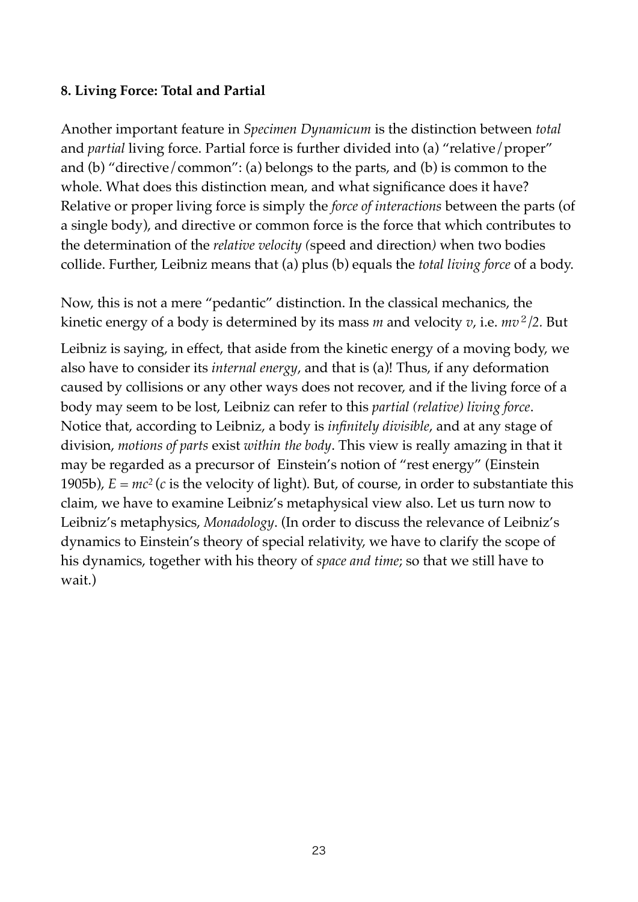**8. Living Force: Total and Partial**

Another important feature in *Specimen Dynamicum* is the distinction between *total* and *partial* living force. Partial force is further divided into (a) "relative/proper" and (b) "directive/common": (a) belongs to the parts, and (b) is common to the whole. What does this distinction mean, and what significance does it have? Relative or proper living force is simply the *force of interactions* between the parts (of a single body), and directive or common force is the force that which contributes to the determination of the *relative velocity (*speed and direction*)* when two bodies collide. Further, Leibniz means that (a) plus (b) equals the *total living force* of a body.

Now, this is not a mere "pedantic" distinction. In the classical mechanics, the kinetic energy of a body is determined by its mass $m$ and velocity $v$, i.e. $mv^2/2$. But Leibniz is saying, in effect, that aside from the kinetic energy of a moving body, we also have to consider its *internal energy*, and that is (a)! Thus, if any deformation caused by collisions or any other ways does not recover, and if the living force of a body may seem to be lost, Leibniz can refer to this *partial (relative) living force*. Notice that, according to Leibniz, a body is *infinitely divisible*, and at any stage of division, *motions of parts* exist *within the body*. This view is really amazing in that it may be regarded as a precursor of Einstein's notion of "rest energy" (Einstein 1905b), $E = mc^2$ ($c$ is the velocity of light). But, of course, in order to substantiate this claim, we have to examine Leibniz's metaphysical view also. Let us turn now to Leibniz's metaphysics, *Monadology*. (In order to discuss the relevance of Leibniz's dynamics to Einstein's theory of special relativity, we have to clarify the scope of his dynamics, together with his theory of *space and time*; so that we still have to wait.)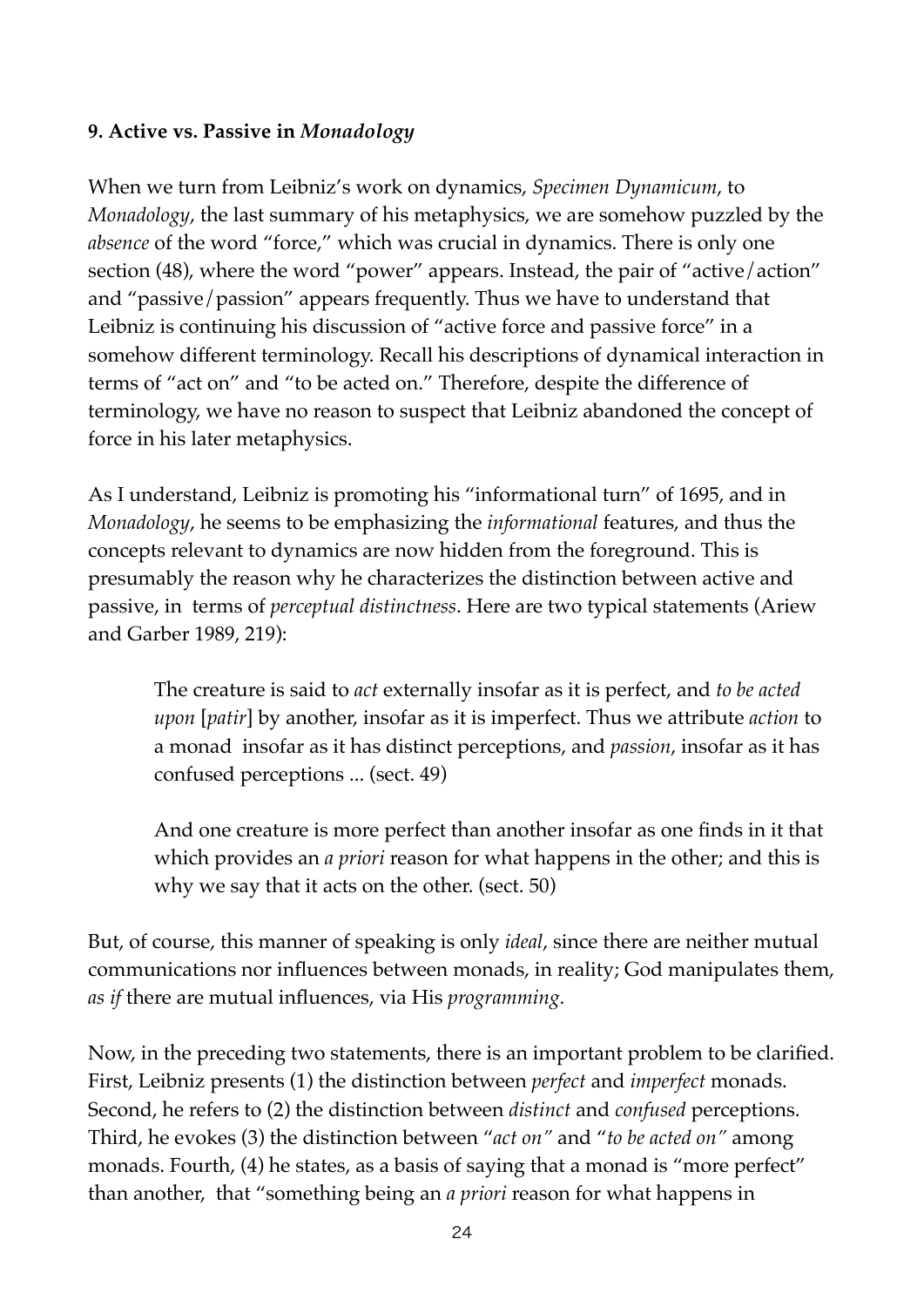### 9. Active vs. Passive in *Monadology*

When we turn from Leibniz's work on dynamics, *Specimen Dynamicum*, to *Monadology*, the last summary of his metaphysics, we are somehow puzzled by the *absence* of the word "force," which was crucial in dynamics. There is only one section (48), where the word "power" appears. Instead, the pair of "active/action" and "passive/passion" appears frequently. Thus we have to understand that Leibniz is continuing his discussion of "active force and passive force" in a somehow different terminology. Recall his descriptions of dynamical interaction in terms of "act on" and "to be acted on." Therefore, despite the difference of terminology, we have no reason to suspect that Leibniz abandoned the concept of force in his later metaphysics.

As I understand, Leibniz is promoting his "informational turn" of 1695, and in *Monadology*, he seems to be emphasizing the *informational* features, and thus the concepts relevant to dynamics are now hidden from the foreground. This is presumably the reason why he characterizes the distinction between active and passive, in terms of *perceptual distinctness*. Here are two typical statements (Ariew and Garber 1989, 219):

> The creature is said to *act* externally insofar as it is perfect, and *to be acted upon* [*patir*] by another, insofar as it is imperfect. Thus we attribute *action* to a monad insofar as it has distinct perceptions, and *passion*, insofar as it has confused perceptions ... (sect. 49)
>
> And one creature is more perfect than another insofar as one finds in it that which provides an *a priori* reason for what happens in the other; and this is why we say that it acts on the other. (sect. 50)

But, of course, this manner of speaking is only *ideal*, since there are neither mutual communications nor influences between monads, in reality; God manipulates them, *as if* there are mutual influences, via His *programming*.

Now, in the preceding two statements, there is an important problem to be clarified. First, Leibniz presents (1) the distinction between *perfect* and *imperfect* monads. Second, he refers to (2) the distinction between *distinct* and *confused* perceptions. Third, he evokes (3) the distinction between "*act on"* and "*to be acted on"* among monads. Fourth, (4) he states, as a basis of saying that a monad is "more perfect" than another, that "something being an *a priori* reason for what happens in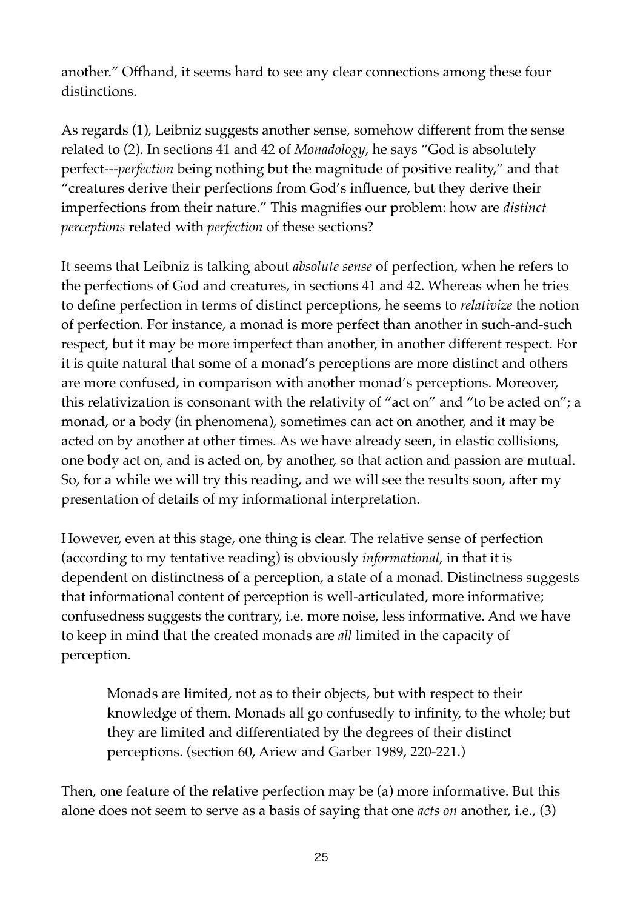another." Offhand, it seems hard to see any clear connections among these four distinctions.

As regards (1), Leibniz suggests another sense, somehow different from the sense related to (2). In sections 41 and 42 of *Monadology*, he says "God is absolutely perfect---*perfection* being nothing but the magnitude of positive reality," and that "creatures derive their perfections from God's influence, but they derive their imperfections from their nature." This magnifies our problem: how are *distinct perceptions* related with *perfection* of these sections?

It seems that Leibniz is talking about *absolute sense* of perfection, when he refers to the perfections of God and creatures, in sections 41 and 42. Whereas when he tries to define perfection in terms of distinct perceptions, he seems to *relativize* the notion of perfection. For instance, a monad is more perfect than another in such-and-such respect, but it may be more imperfect than another, in another different respect. For it is quite natural that some of a monad's perceptions are more distinct and others are more confused, in comparison with another monad's perceptions. Moreover, this relativization is consonant with the relativity of "act on" and "to be acted on"; a monad, or a body (in phenomena), sometimes can act on another, and it may be acted on by another at other times. As we have already seen, in elastic collisions, one body act on, and is acted on, by another, so that action and passion are mutual. So, for a while we will try this reading, and we will see the results soon, after my presentation of details of my informational interpretation.

However, even at this stage, one thing is clear. The relative sense of perfection (according to my tentative reading) is obviously *informational*, in that it is dependent on distinctness of a perception, a state of a monad. Distinctness suggests that informational content of perception is well-articulated, more informative; confusedness suggests the contrary, i.e. more noise, less informative. And we have to keep in mind that the created monads are *all* limited in the capacity of perception.

> Monads are limited, not as to their objects, but with respect to their knowledge of them. Monads all go confusedly to infinity, to the whole; but they are limited and differentiated by the degrees of their distinct perceptions. (section 60, Ariew and Garber 1989, 220-221.)

Then, one feature of the relative perfection may be (a) more informative. But this alone does not seem to serve as a basis of saying that one *acts on* another, i.e., (3)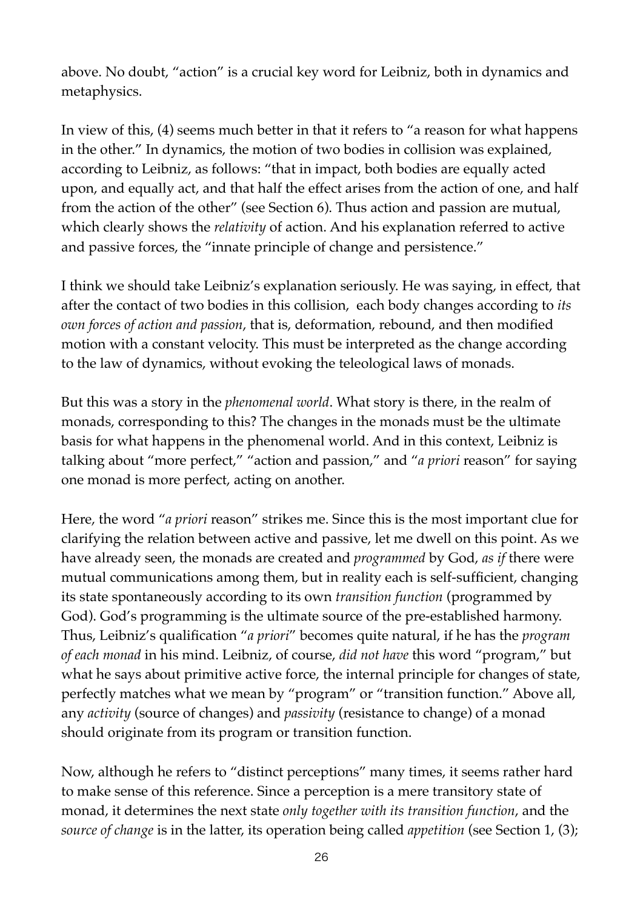above. No doubt, "action" is a crucial key word for Leibniz, both in dynamics and metaphysics.

In view of this, (4) seems much better in that it refers to "a reason for what happens in the other." In dynamics, the motion of two bodies in collision was explained, according to Leibniz, as follows: "that in impact, both bodies are equally acted upon, and equally act, and that half the effect arises from the action of one, and half from the action of the other" (see Section 6). Thus action and passion are mutual, which clearly shows the *relativity* of action. And his explanation referred to active and passive forces, the "innate principle of change and persistence."

I think we should take Leibniz's explanation seriously. He was saying, in effect, that after the contact of two bodies in this collision, each body changes according to *its own forces of action and passion*, that is, deformation, rebound, and then modified motion with a constant velocity. This must be interpreted as the change according to the law of dynamics, without evoking the teleological laws of monads.

But this was a story in the *phenomenal world*. What story is there, in the realm of monads, corresponding to this? The changes in the monads must be the ultimate basis for what happens in the phenomenal world. And in this context, Leibniz is talking about "more perfect," "action and passion," and "*a priori* reason" for saying one monad is more perfect, acting on another.

Here, the word "*a priori* reason" strikes me. Since this is the most important clue for clarifying the relation between active and passive, let me dwell on this point. As we have already seen, the monads are created and *programmed* by God, *as if* there were mutual communications among them, but in reality each is self-sufficient, changing its state spontaneously according to its own *transition function* (programmed by God). God's programming is the ultimate source of the pre-established harmony. Thus, Leibniz's qualification "*a priori*" becomes quite natural, if he has the *program of each monad* in his mind. Leibniz, of course, *did not have* this word "program," but what he says about primitive active force, the internal principle for changes of state, perfectly matches what we mean by "program" or "transition function." Above all, any *activity* (source of changes) and *passivity* (resistance to change) of a monad should originate from its program or transition function.

Now, although he refers to "distinct perceptions" many times, it seems rather hard to make sense of this reference. Since a perception is a mere transitory state of monad, it determines the next state *only together with its transition function*, and the *source of change* is in the latter, its operation being called *appetition* (see Section 1, (3);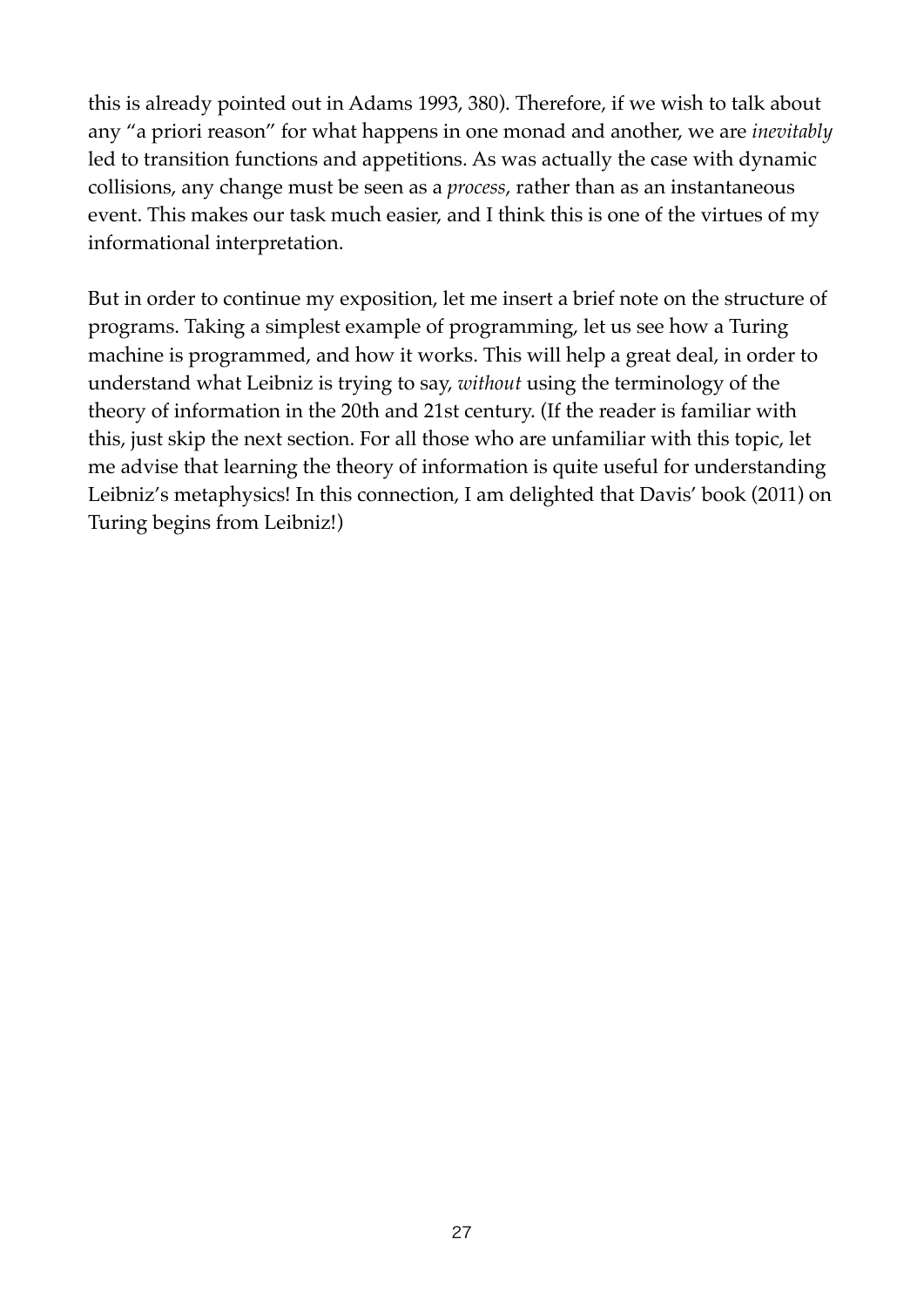this is already pointed out in Adams 1993, 380). Therefore, if we wish to talk about any "a priori reason" for what happens in one monad and another, we are *inevitably* led to transition functions and appetitions. As was actually the case with dynamic collisions, any change must be seen as a *process*, rather than as an instantaneous event. This makes our task much easier, and I think this is one of the virtues of my informational interpretation.

But in order to continue my exposition, let me insert a brief note on the structure of programs. Taking a simplest example of programming, let us see how a Turing machine is programmed, and how it works. This will help a great deal, in order to understand what Leibniz is trying to say, *without* using the terminology of the theory of information in the 20th and 21st century. (If the reader is familiar with this, just skip the next section. For all those who are unfamiliar with this topic, let me advise that learning the theory of information is quite useful for understanding Leibniz's metaphysics! In this connection, I am delighted that Davis' book (2011) on Turing begins from Leibniz!)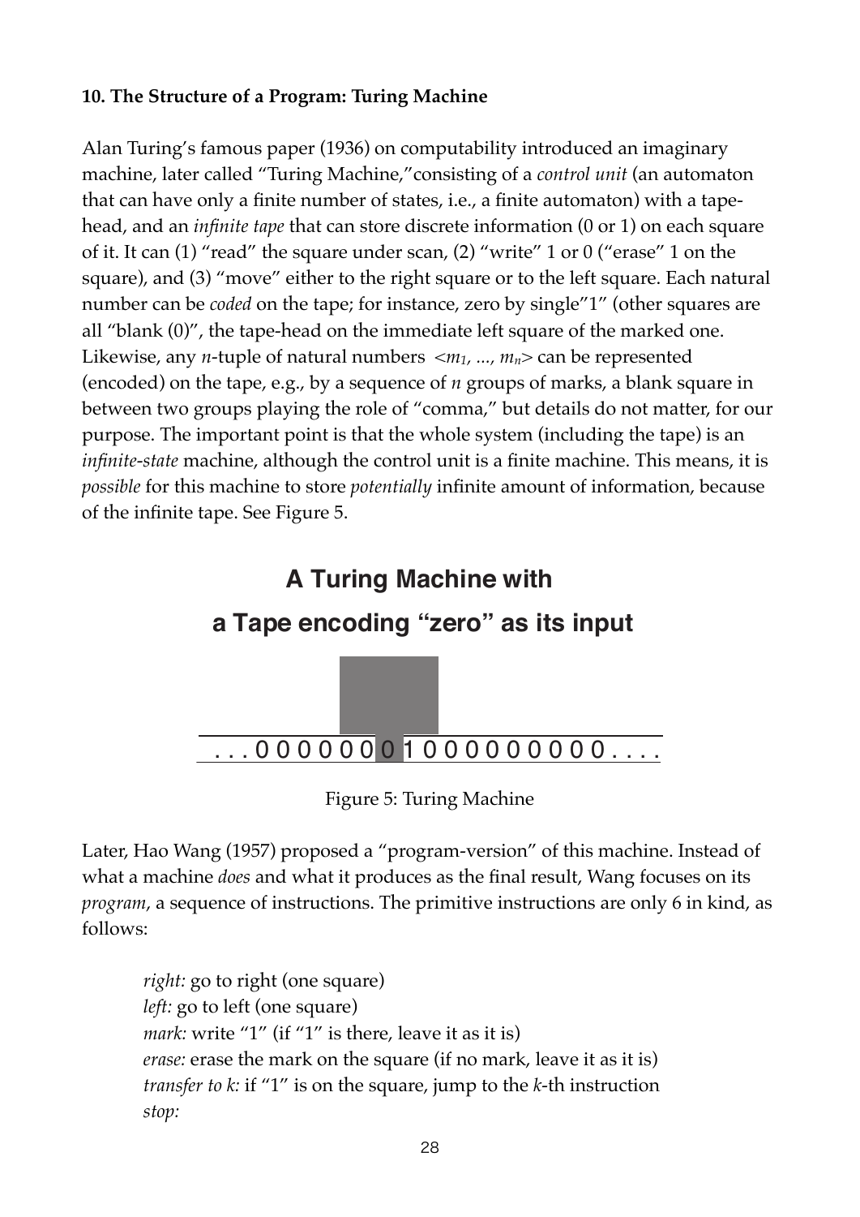**10. The Structure of a Program: Turing Machine**

Alan Turing's famous paper (1936) on computability introduced an imaginary machine, later called "Turing Machine,"consisting of a *control unit* (an automaton that can have only a finite number of states, i.e., a finite automaton) with a tape-head, and an *infinite tape* that can store discrete information (0 or 1) on each square of it. It can (1) "read" the square under scan, (2) "write" 1 or 0 ("erase" 1 on the square), and (3) "move" either to the right square or to the left square. Each natural number can be *coded* on the tape; for instance, zero by single"1" (other squares are all "blank (0)", the tape-head on the immediate left square of the marked one. Likewise, any *n*-tuple of natural numbers $<m_1, ..., m_n>$ can be represented (encoded) on the tape, e.g., by a sequence of *n* groups of marks, a blank square in between two groups playing the role of "comma," but details do not matter, for our purpose. The important point is that the whole system (including the tape) is an *infinite-state* machine, although the control unit is a finite machine. This means, it is *possible* for this machine to store *potentially* infinite amount of information, because of the infinite tape. See Figure 5.

**A Turing Machine with**

**a Tape encoding "zero" as its input**

. . . 0 0 0 0 0 0 0 1 0 0 0 0 0 0 0 0 0 . . . .

Figure 5: Turing Machine

Later, Hao Wang (1957) proposed a "program-version" of this machine. Instead of what a machine *does* and what it produces as the final result, Wang focuses on its *program*, a sequence of instructions. The primitive instructions are only 6 in kind, as follows:

> *right:* go to right (one square)
> *left:* go to left (one square)
> *mark:* write "1" (if "1" is there, leave it as it is)
> *erase:* erase the mark on the square (if no mark, leave it as it is)
> *transfer to k:* if "1" is on the square, jump to the *k*-th instruction
> *stop:*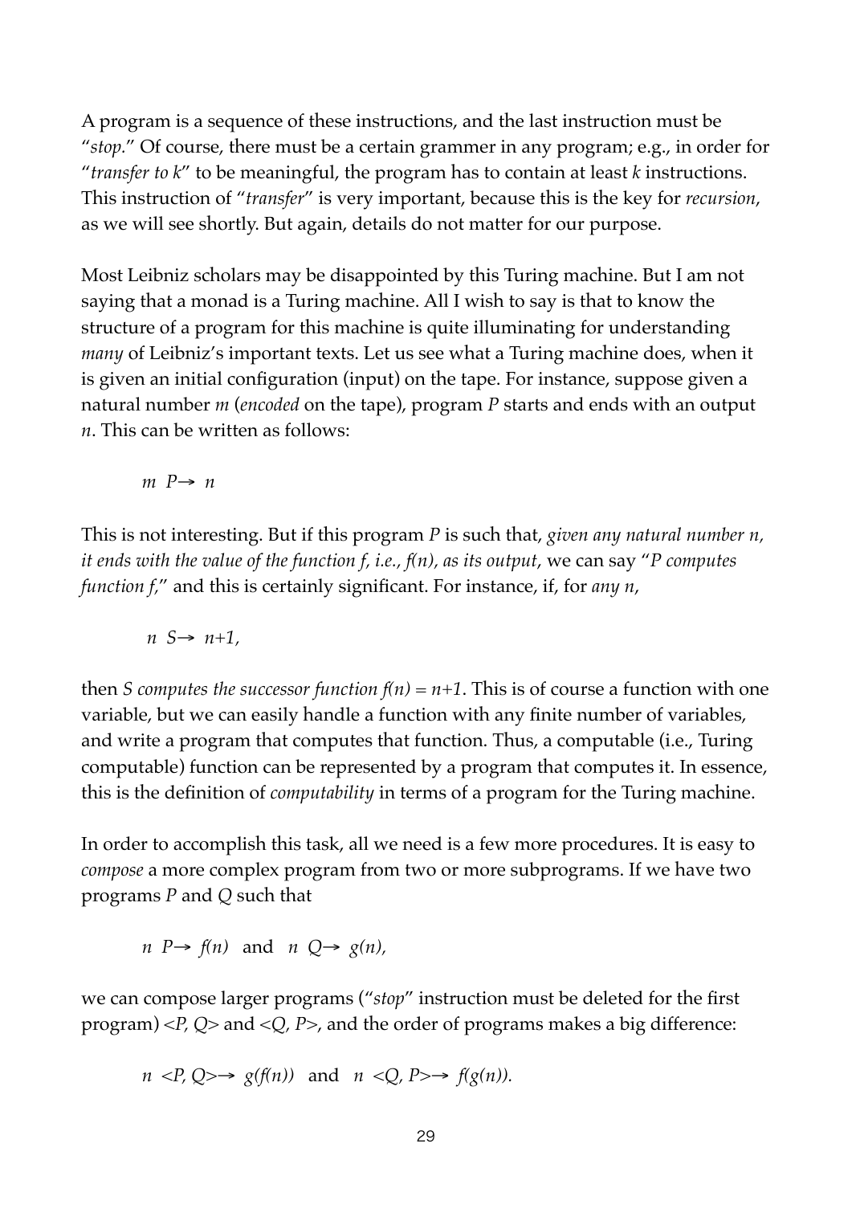A program is a sequence of these instructions, and the last instruction must be "*stop*." Of course, there must be a certain grammer in any program; e.g., in order for "*transfer to k*" to be meaningful, the program has to contain at least *k* instructions. This instruction of "*transfer*" is very important, because this is the key for *recursion*, as we will see shortly. But again, details do not matter for our purpose.

Most Leibniz scholars may be disappointed by this Turing machine. But I am not saying that a monad is a Turing machine. All I wish to say is that to know the structure of a program for this machine is quite illuminating for understanding *many* of Leibniz's important texts. Let us see what a Turing machine does, when it is given an initial configuration (input) on the tape. For instance, suppose given a natural number *m* (*encoded* on the tape), program *P* starts and ends with an output *n*. This can be written as follows:

$$m \ P\rightarrow \ n$$

This is not interesting. But if this program *P* is such that, *given any natural number n, it ends with the value of the function f, i.e., f(n), as its output*, we can say "*P computes function f,*" and this is certainly significant. For instance, if, for *any n*,

$$n \ S\rightarrow \ n+1,$$

then *S computes the successor function* $f(n) = n+1$. This is of course a function with one variable, but we can easily handle a function with any finite number of variables, and write a program that computes that function. Thus, a computable (i.e., Turing computable) function can be represented by a program that computes it. In essence, this is the definition of *computability* in terms of a program for the Turing machine.

In order to accomplish this task, all we need is a few more procedures. It is easy to *compose* a more complex program from two or more subprograms. If we have two programs *P* and *Q* such that

$$n \ P\rightarrow \ f(n) \quad \text{and} \quad n \ Q\rightarrow \ g(n),$$

we can compose larger programs ("*stop*" instruction must be deleted for the first program) $<P, Q>$ and $<Q, P>$, and the order of programs makes a big difference:

$$n \ <P, Q>\rightarrow \ g(f(n)) \quad \text{and} \quad n \ <Q, P>\rightarrow \ f(g(n)).$$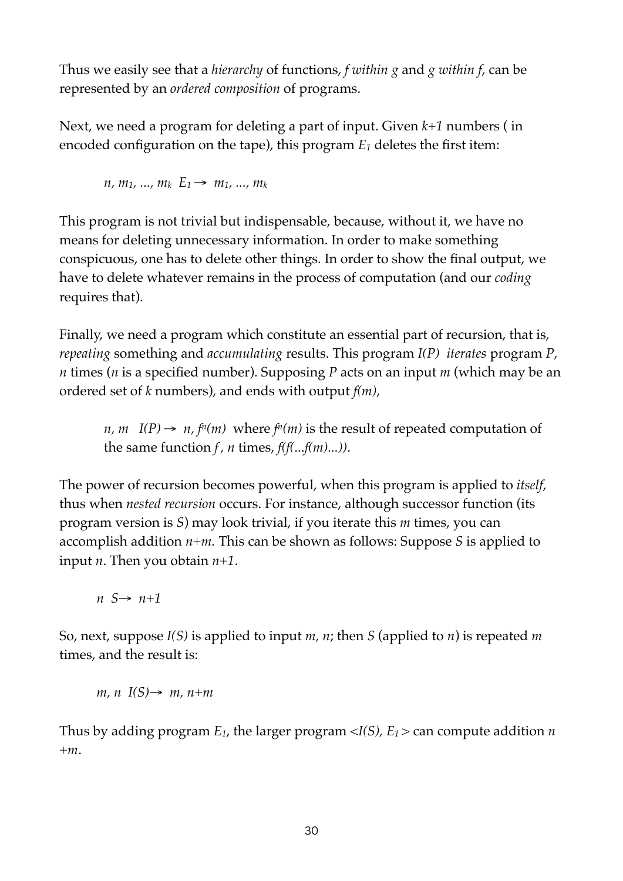Thus we easily see that a *hierarchy* of functions, *f within g* and *g within f*, can be represented by an *ordered composition* of programs.

Next, we need a program for deleting a part of input. Given $k+1$ numbers ( in encoded configuration on the tape), this program $E_1$ deletes the first item:

$$n, m_1, ..., m_k \;\; E_1 \rightarrow \;\; m_1, ..., m_k$$

This program is not trivial but indispensable, because, without it, we have no means for deleting unnecessary information. In order to make something conspicuous, one has to delete other things. In order to show the final output, we have to delete whatever remains in the process of computation (and our *coding* requires that).

Finally, we need a program which constitute an essential part of recursion, that is, *repeating* something and *accumulating* results. This program $I(P)$ *iterates* program $P$, $n$ times ($n$ is a specified number). Supposing $P$ acts on an input $m$ (which may be an ordered set of $k$ numbers), and ends with output $f(m)$,

> $n, m \;\;\; I(P) \rightarrow \;\; n, f^n(m)$ where $f^n(m)$ is the result of repeated computation of the same function $f$ , $n$ times, $f(f(...f(m)...))$.

The power of recursion becomes powerful, when this program is applied to *itself*, thus when *nested recursion* occurs. For instance, although successor function (its program version is $S$) may look trivial, if you iterate this $m$ times, you can accomplish addition $n+m$. This can be shown as follows: Suppose $S$ is applied to input $n$. Then you obtain $n+1$.

$$n \;\; S \rightarrow \;\; n+1$$

So, next, suppose $I(S)$ is applied to input $m, n$; then $S$ (applied to $n$) is repeated $m$ times, and the result is:

$$m, n \;\; I(S) \rightarrow \;\; m, n+m$$

Thus by adding program $E_1$, the larger program $<I(S), E_1>$ can compute addition $n+m$.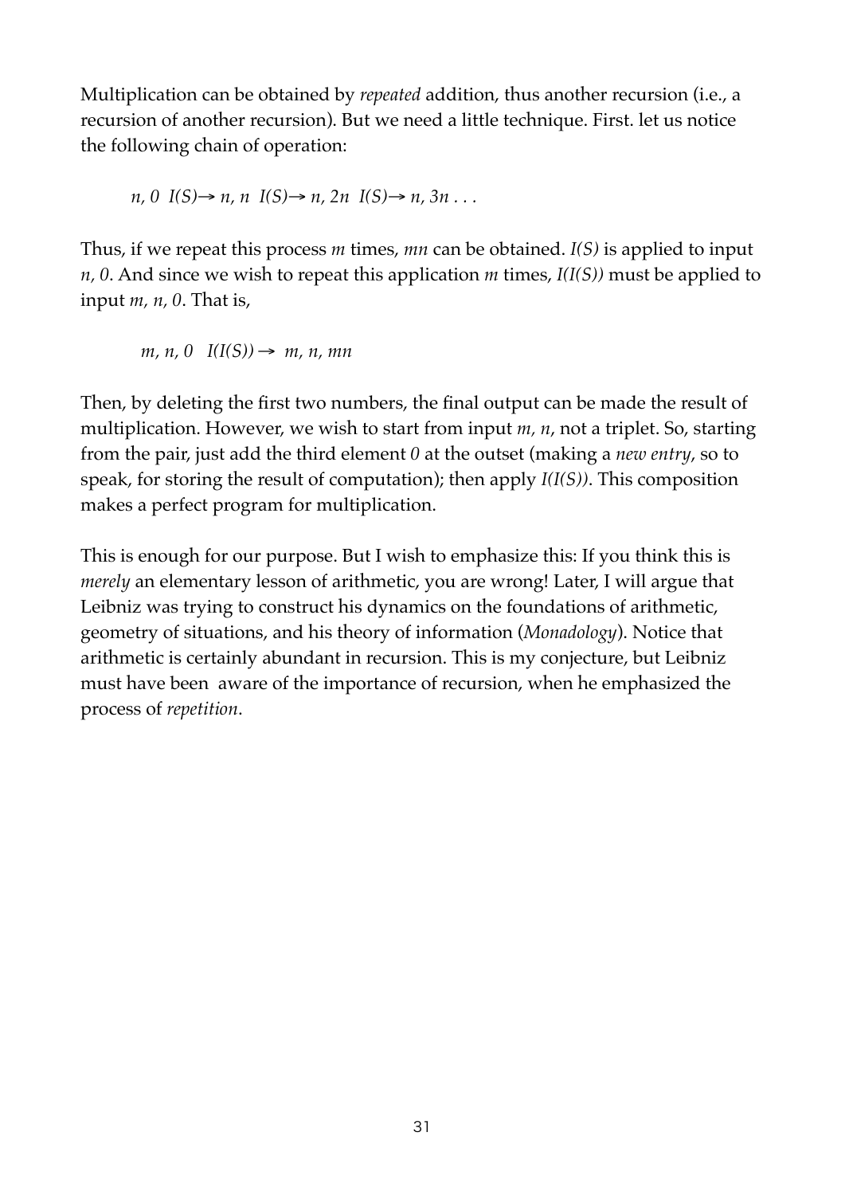Multiplication can be obtained by *repeated* addition, thus another recursion (i.e., a recursion of another recursion). But we need a little technique. First. let us notice the following chain of operation:

$$n, 0 \;\; I(S)\rightarrow n, n \;\; I(S)\rightarrow n, 2n \;\; I(S)\rightarrow n, 3n \ldots$$

Thus, if we repeat this process $m$ times, $mn$ can be obtained. $I(S)$ is applied to input $n, 0$. And since we wish to repeat this application $m$ times, $I(I(S))$ must be applied to input $m, n, 0$. That is,

$$m, n, 0 \quad I(I(S)) \rightarrow \; m, n, mn$$

Then, by deleting the first two numbers, the final output can be made the result of multiplication. However, we wish to start from input $m, n$, not a triplet. So, starting from the pair, just add the third element $0$ at the outset (making a *new entry*, so to speak, for storing the result of computation); then apply $I(I(S))$. This composition makes a perfect program for multiplication.

This is enough for our purpose. But I wish to emphasize this: If you think this is *merely* an elementary lesson of arithmetic, you are wrong! Later, I will argue that Leibniz was trying to construct his dynamics on the foundations of arithmetic, geometry of situations, and his theory of information (*Monadology*). Notice that arithmetic is certainly abundant in recursion. This is my conjecture, but Leibniz must have been aware of the importance of recursion, when he emphasized the process of *repetition*.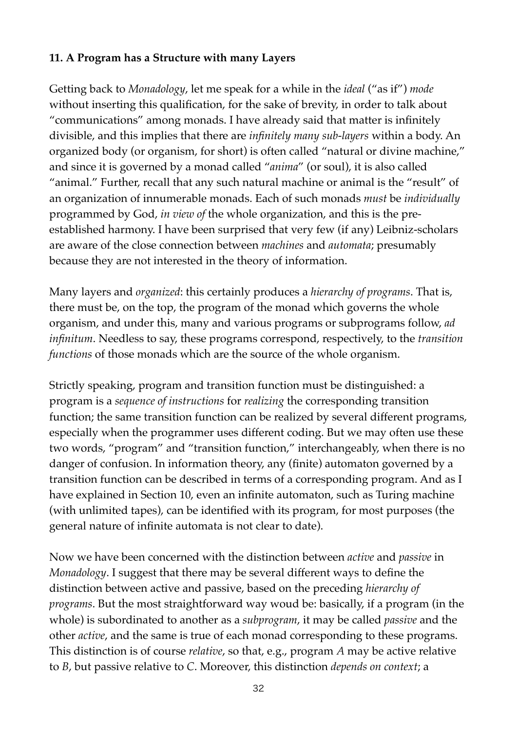**11. A Program has a Structure with many Layers**

Getting back to *Monadology*, let me speak for a while in the *ideal* ("as if") *mode* without inserting this qualification, for the sake of brevity, in order to talk about "communications" among monads. I have already said that matter is infinitely divisible, and this implies that there are *infinitely many sub-layers* within a body. An organized body (or organism, for short) is often called "natural or divine machine," and since it is governed by a monad called "*anima*" (or soul), it is also called "animal." Further, recall that any such natural machine or animal is the "result" of an organization of innumerable monads. Each of such monads *must* be *individually* programmed by God, *in view of* the whole organization, and this is the pre-established harmony. I have been surprised that very few (if any) Leibniz-scholars are aware of the close connection between *machines* and *automata*; presumably because they are not interested in the theory of information.

Many layers and *organized*: this certainly produces a *hierarchy of programs*. That is, there must be, on the top, the program of the monad which governs the whole organism, and under this, many and various programs or subprograms follow, *ad infinitum*. Needless to say, these programs correspond, respectively, to the *transition functions* of those monads which are the source of the whole organism.

Strictly speaking, program and transition function must be distinguished: a program is a *sequence of instructions* for *realizing* the corresponding transition function; the same transition function can be realized by several different programs, especially when the programmer uses different coding. But we may often use these two words, "program" and "transition function," interchangeably, when there is no danger of confusion. In information theory, any (finite) automaton governed by a transition function can be described in terms of a corresponding program. And as I have explained in Section 10, even an infinite automaton, such as Turing machine (with unlimited tapes), can be identified with its program, for most purposes (the general nature of infinite automata is not clear to date).

Now we have been concerned with the distinction between *active* and *passive* in *Monadology*. I suggest that there may be several different ways to define the distinction between active and passive, based on the preceding *hierarchy of programs*. But the most straightforward way woud be: basically, if a program (in the whole) is subordinated to another as a *subprogram*, it may be called *passive* and the other *active*, and the same is true of each monad corresponding to these programs. This distinction is of course *relative*, so that, e.g., program *A* may be active relative to *B*, but passive relative to *C*. Moreover, this distinction *depends on context*; a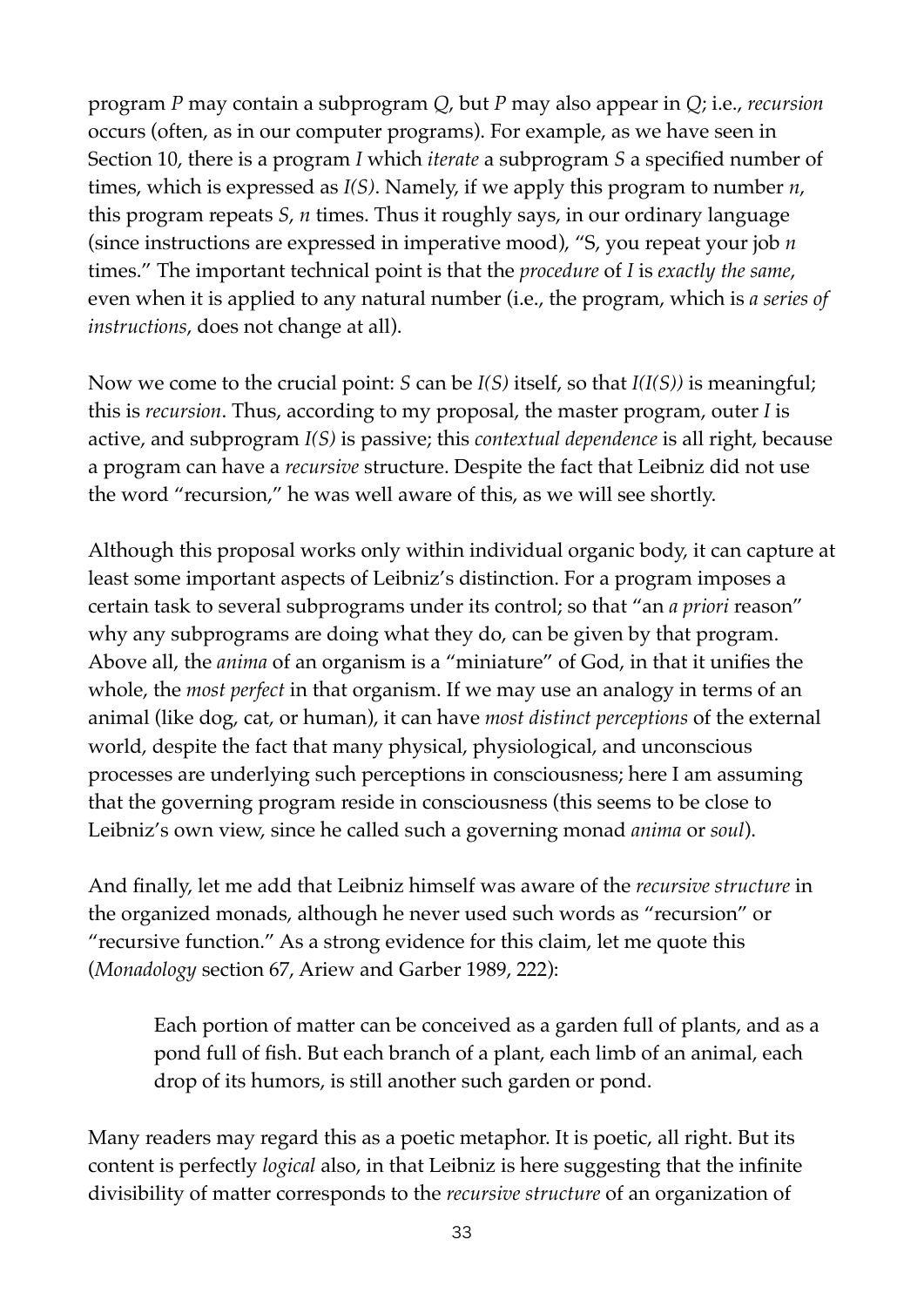program *P* may contain a subprogram *Q*, but *P* may also appear in *Q*; i.e., *recursion* occurs (often, as in our computer programs). For example, as we have seen in Section 10, there is a program *I* which *iterate* a subprogram *S* a specified number of times, which is expressed as *I(S)*. Namely, if we apply this program to number *n*, this program repeats *S*, *n* times. Thus it roughly says, in our ordinary language (since instructions are expressed in imperative mood), "S, you repeat your job *n* times." The important technical point is that the *procedure* of *I* is *exactly the same*, even when it is applied to any natural number (i.e., the program, which is *a series of instructions*, does not change at all).

Now we come to the crucial point: *S* can be *I(S)* itself, so that *I(I(S))* is meaningful; this is *recursion*. Thus, according to my proposal, the master program, outer *I* is active, and subprogram *I(S)* is passive; this *contextual dependence* is all right, because a program can have a *recursive* structure. Despite the fact that Leibniz did not use the word "recursion," he was well aware of this, as we will see shortly.

Although this proposal works only within individual organic body, it can capture at least some important aspects of Leibniz's distinction. For a program imposes a certain task to several subprograms under its control; so that "an *a priori* reason" why any subprograms are doing what they do, can be given by that program. Above all, the *anima* of an organism is a "miniature" of God, in that it unifies the whole, the *most perfect* in that organism. If we may use an analogy in terms of an animal (like dog, cat, or human), it can have *most distinct perceptions* of the external world, despite the fact that many physical, physiological, and unconscious processes are underlying such perceptions in consciousness; here I am assuming that the governing program reside in consciousness (this seems to be close to Leibniz's own view, since he called such a governing monad *anima* or *soul*).

And finally, let me add that Leibniz himself was aware of the *recursive structure* in the organized monads, although he never used such words as "recursion" or "recursive function." As a strong evidence for this claim, let me quote this (*Monadology* section 67, Ariew and Garber 1989, 222):

> Each portion of matter can be conceived as a garden full of plants, and as a pond full of fish. But each branch of a plant, each limb of an animal, each drop of its humors, is still another such garden or pond.

Many readers may regard this as a poetic metaphor. It is poetic, all right. But its content is perfectly *logical* also, in that Leibniz is here suggesting that the infinite divisibility of matter corresponds to the *recursive structure* of an organization of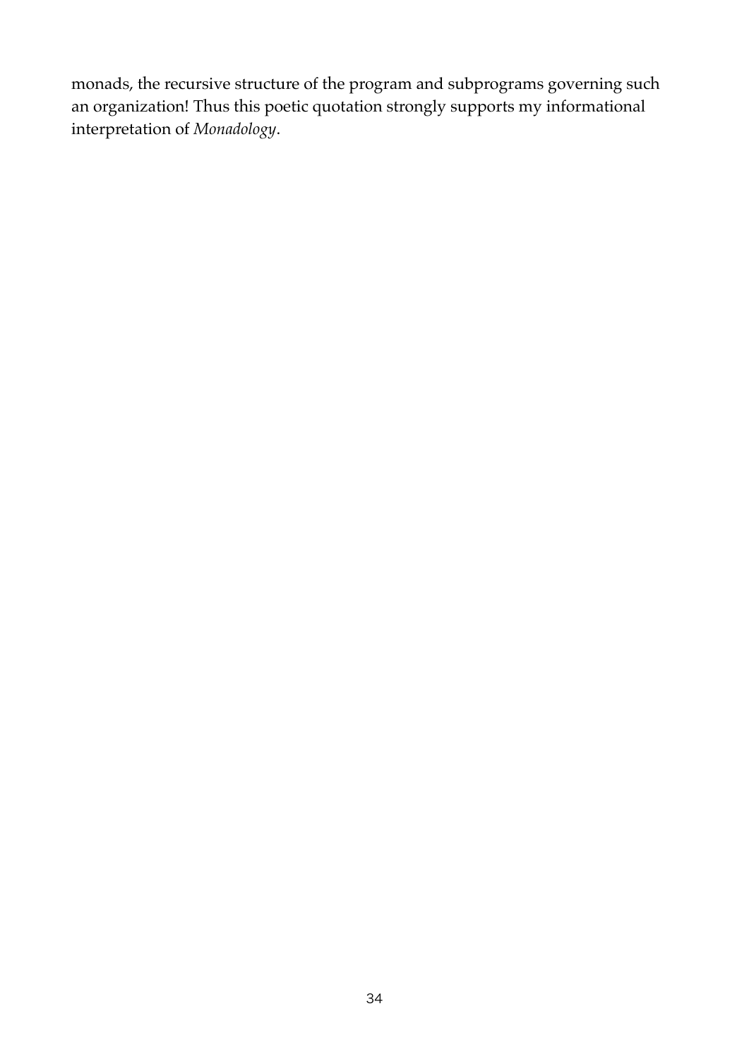monads, the recursive structure of the program and subprograms governing such an organization! Thus this poetic quotation strongly supports my informational interpretation of *Monadology*.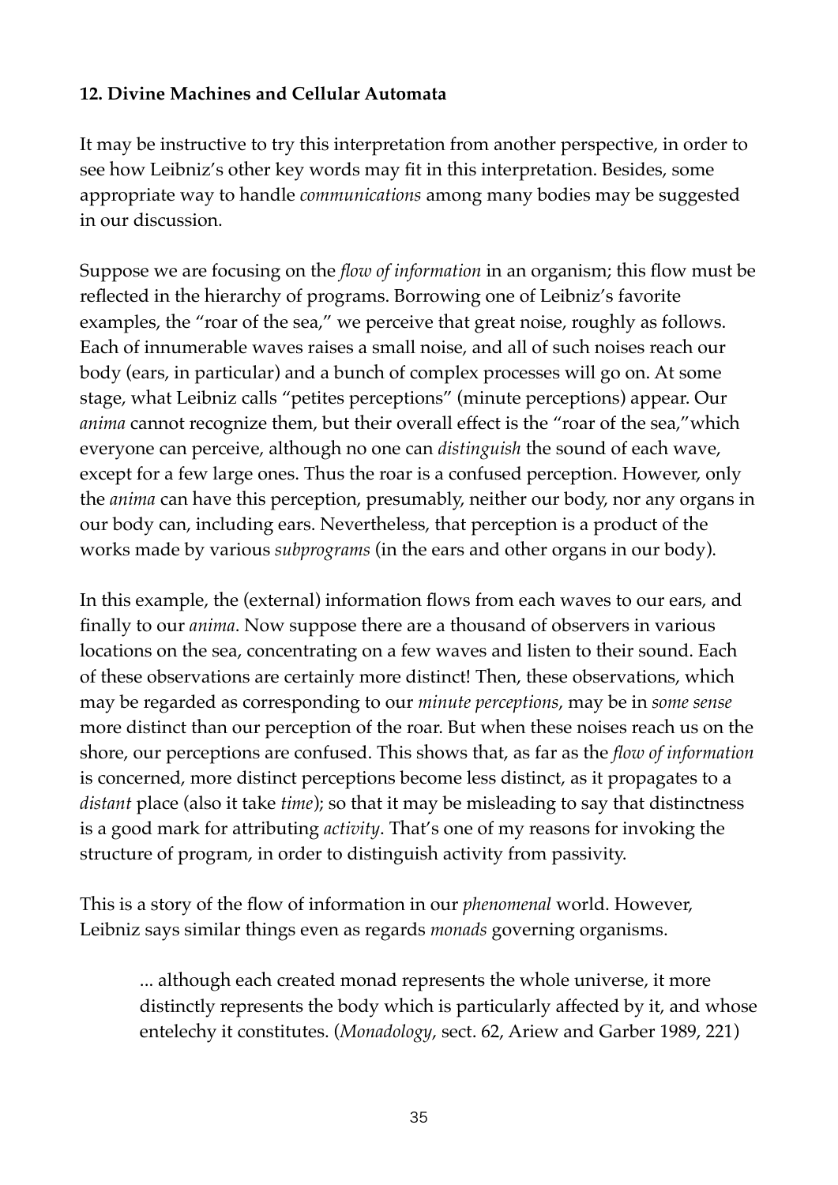**12. Divine Machines and Cellular Automata**

It may be instructive to try this interpretation from another perspective, in order to see how Leibniz's other key words may fit in this interpretation. Besides, some appropriate way to handle *communications* among many bodies may be suggested in our discussion.

Suppose we are focusing on the *flow of information* in an organism; this flow must be reflected in the hierarchy of programs. Borrowing one of Leibniz's favorite examples, the "roar of the sea," we perceive that great noise, roughly as follows. Each of innumerable waves raises a small noise, and all of such noises reach our body (ears, in particular) and a bunch of complex processes will go on. At some stage, what Leibniz calls "petites perceptions" (minute perceptions) appear. Our *anima* cannot recognize them, but their overall effect is the "roar of the sea,"which everyone can perceive, although no one can *distinguish* the sound of each wave, except for a few large ones. Thus the roar is a confused perception. However, only the *anima* can have this perception, presumably, neither our body, nor any organs in our body can, including ears. Nevertheless, that perception is a product of the works made by various *subprograms* (in the ears and other organs in our body).

In this example, the (external) information flows from each waves to our ears, and finally to our *anima*. Now suppose there are a thousand of observers in various locations on the sea, concentrating on a few waves and listen to their sound. Each of these observations are certainly more distinct! Then, these observations, which may be regarded as corresponding to our *minute perceptions*, may be in *some sense* more distinct than our perception of the roar. But when these noises reach us on the shore, our perceptions are confused. This shows that, as far as the *flow of information* is concerned, more distinct perceptions become less distinct, as it propagates to a *distant* place (also it take *time*); so that it may be misleading to say that distinctness is a good mark for attributing *activity*. That's one of my reasons for invoking the structure of program, in order to distinguish activity from passivity.

This is a story of the flow of information in our *phenomenal* world. However, Leibniz says similar things even as regards *monads* governing organisms.

> ... although each created monad represents the whole universe, it more distinctly represents the body which is particularly affected by it, and whose entelechy it constitutes. (*Monadology*, sect. 62, Ariew and Garber 1989, 221)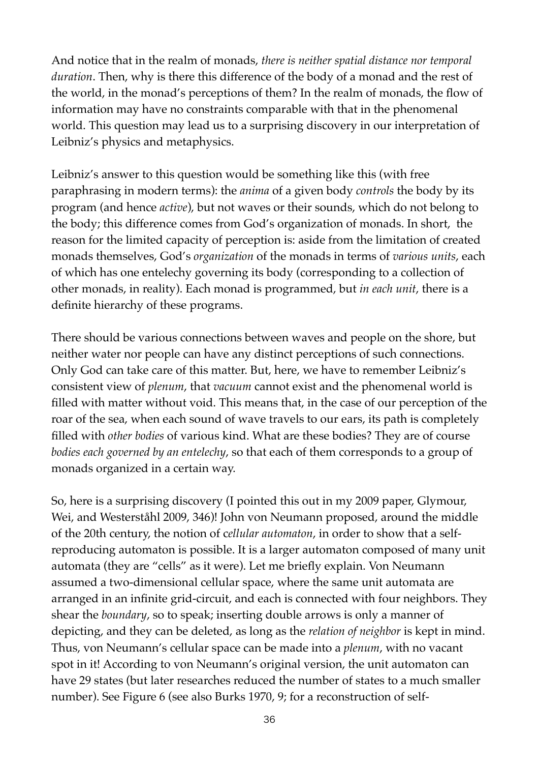And notice that in the realm of monads, *there is neither spatial distance nor temporal duration*. Then, why is there this difference of the body of a monad and the rest of the world, in the monad's perceptions of them? In the realm of monads, the flow of information may have no constraints comparable with that in the phenomenal world. This question may lead us to a surprising discovery in our interpretation of Leibniz's physics and metaphysics.

Leibniz's answer to this question would be something like this (with free paraphrasing in modern terms): the *anima* of a given body *controls* the body by its program (and hence *active*), but not waves or their sounds, which do not belong to the body; this difference comes from God's organization of monads. In short, the reason for the limited capacity of perception is: aside from the limitation of created monads themselves, God's *organization* of the monads in terms of *various units*, each of which has one entelechy governing its body (corresponding to a collection of other monads, in reality). Each monad is programmed, but *in each unit*, there is a definite hierarchy of these programs.

There should be various connections between waves and people on the shore, but neither water nor people can have any distinct perceptions of such connections. Only God can take care of this matter. But, here, we have to remember Leibniz's consistent view of *plenum*, that *vacuum* cannot exist and the phenomenal world is filled with matter without void. This means that, in the case of our perception of the roar of the sea, when each sound of wave travels to our ears, its path is completely filled with *other bodies* of various kind. What are these bodies? They are of course *bodies each governed by an entelechy*, so that each of them corresponds to a group of monads organized in a certain way.

So, here is a surprising discovery (I pointed this out in my 2009 paper, Glymour, Wei, and Westerståhl 2009, 346)! John von Neumann proposed, around the middle of the 20th century, the notion of c*ellular automaton*, in order to show that a self-reproducing automaton is possible. It is a larger automaton composed of many unit automata (they are "cells" as it were). Let me briefly explain. Von Neumann assumed a two-dimensional cellular space, where the same unit automata are arranged in an infinite grid-circuit, and each is connected with four neighbors. They shear the *boundary*, so to speak; inserting double arrows is only a manner of depicting, and they can be deleted, as long as the *relation of neighbor* is kept in mind. Thus, von Neumann's cellular space can be made into a *plenum*, with no vacant spot in it! According to von Neumann's original version, the unit automaton can have 29 states (but later researches reduced the number of states to a much smaller number). See Figure 6 (see also Burks 1970, 9; for a reconstruction of self-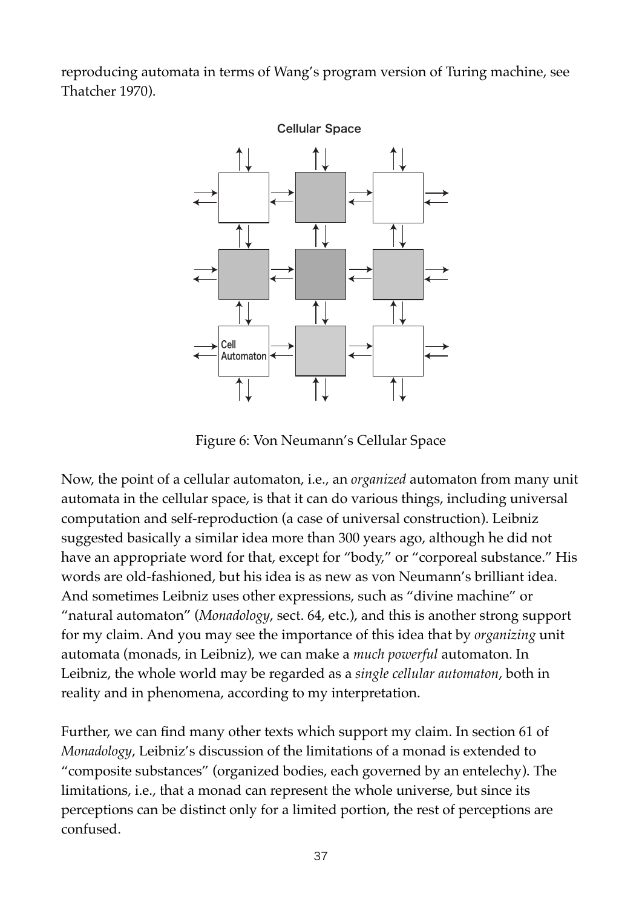reproducing automata in terms of Wang's program version of Turing machine, see Thatcher 1970).

Figure 6: Von Neumann's Cellular Space

Now, the point of a cellular automaton, i.e., an *organized* automaton from many unit automata in the cellular space, is that it can do various things, including universal computation and self-reproduction (a case of universal construction). Leibniz suggested basically a similar idea more than 300 years ago, although he did not have an appropriate word for that, except for "body," or "corporeal substance." His words are old-fashioned, but his idea is as new as von Neumann's brilliant idea. And sometimes Leibniz uses other expressions, such as "divine machine" or "natural automaton" (*Monadology*, sect. 64, etc.), and this is another strong support for my claim. And you may see the importance of this idea that by *organizing* unit automata (monads, in Leibniz), we can make a *much powerful* automaton. In Leibniz, the whole world may be regarded as a *single cellular automaton*, both in reality and in phenomena, according to my interpretation.

Further, we can find many other texts which support my claim. In section 61 of *Monadology*, Leibniz's discussion of the limitations of a monad is extended to "composite substances" (organized bodies, each governed by an entelechy). The limitations, i.e., that a monad can represent the whole universe, but since its perceptions can be distinct only for a limited portion, the rest of perceptions are confused.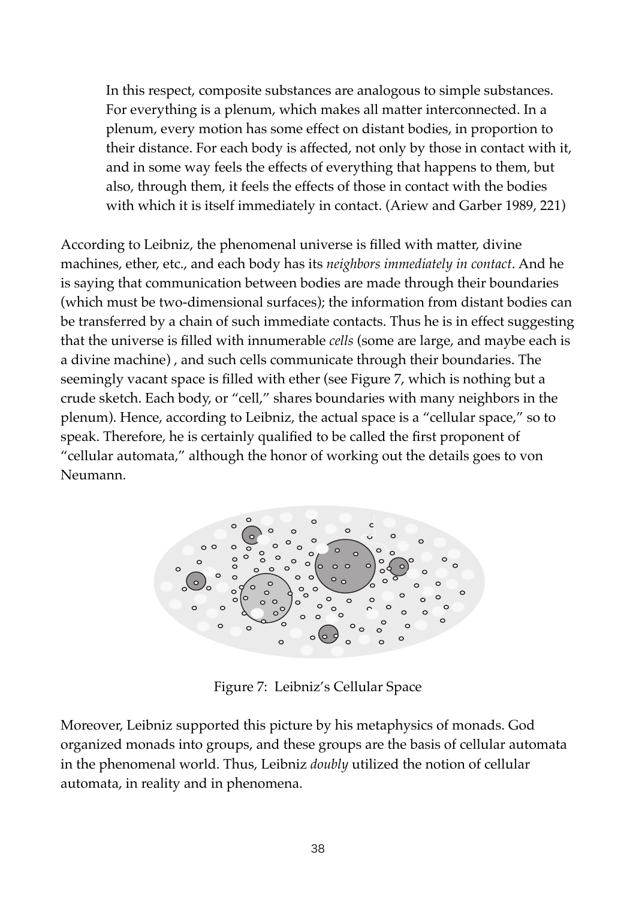> In this respect, composite substances are analogous to simple substances. For everything is a plenum, which makes all matter interconnected. In a plenum, every motion has some effect on distant bodies, in proportion to their distance. For each body is affected, not only by those in contact with it, and in some way feels the effects of everything that happens to them, but also, through them, it feels the effects of those in contact with the bodies with which it is itself immediately in contact. (Ariew and Garber 1989, 221)

According to Leibniz, the phenomenal universe is filled with matter, divine machines, ether, etc., and each body has its *neighbors immediately in contact*. And he is saying that communication between bodies are made through their boundaries (which must be two-dimensional surfaces); the information from distant bodies can be transferred by a chain of such immediate contacts. Thus he is in effect suggesting that the universe is filled with innumerable *cells* (some are large, and maybe each is a divine machine) , and such cells communicate through their boundaries. The seemingly vacant space is filled with ether (see Figure 7, which is nothing but a crude sketch. Each body, or "cell," shares boundaries with many neighbors in the plenum). Hence, according to Leibniz, the actual space is a "cellular space," so to speak. Therefore, he is certainly qualified to be called the first proponent of "cellular automata," although the honor of working out the details goes to von Neumann.

Figure 7: Leibniz's Cellular Space

Moreover, Leibniz supported this picture by his metaphysics of monads. God organized monads into groups, and these groups are the basis of cellular automata in the phenomenal world. Thus, Leibniz *doubly* utilized the notion of cellular automata, in reality and in phenomena.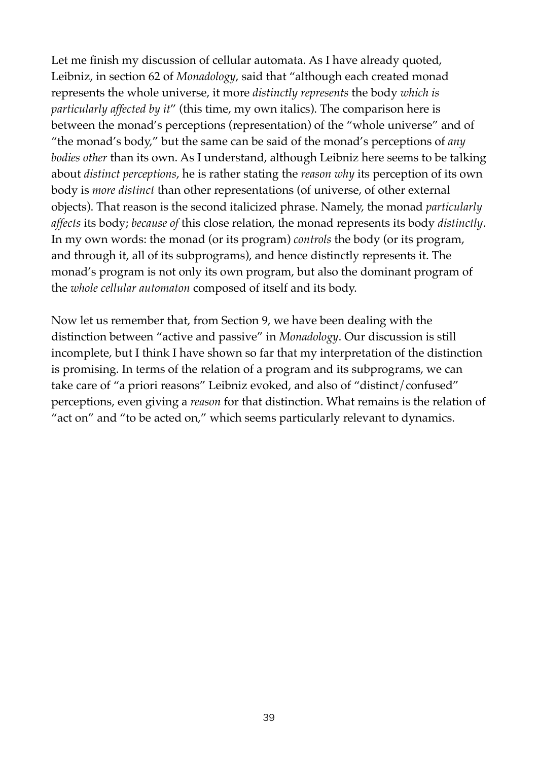Let me finish my discussion of cellular automata. As I have already quoted, Leibniz, in section 62 of *Monadology*, said that "although each created monad represents the whole universe, it more *distinctly represents* the body *which is particularly affected by it*" (this time, my own italics). The comparison here is between the monad's perceptions (representation) of the "whole universe" and of "the monad's body," but the same can be said of the monad's perceptions of *any bodies other* than its own. As I understand, although Leibniz here seems to be talking about *distinct perceptions*, he is rather stating the *reason why* its perception of its own body is *more distinct* than other representations (of universe, of other external objects). That reason is the second italicized phrase. Namely, the monad *particularly affects* its body; *because of* this close relation, the monad represents its body *distinctly*. In my own words: the monad (or its program) *controls* the body (or its program, and through it, all of its subprograms), and hence distinctly represents it. The monad's program is not only its own program, but also the dominant program of the *whole cellular automaton* composed of itself and its body.

Now let us remember that, from Section 9, we have been dealing with the distinction between "active and passive" in *Monadology*. Our discussion is still incomplete, but I think I have shown so far that my interpretation of the distinction is promising. In terms of the relation of a program and its subprograms, we can take care of "a priori reasons" Leibniz evoked, and also of "distinct/confused" perceptions, even giving a *reason* for that distinction. What remains is the relation of "act on" and "to be acted on," which seems particularly relevant to dynamics.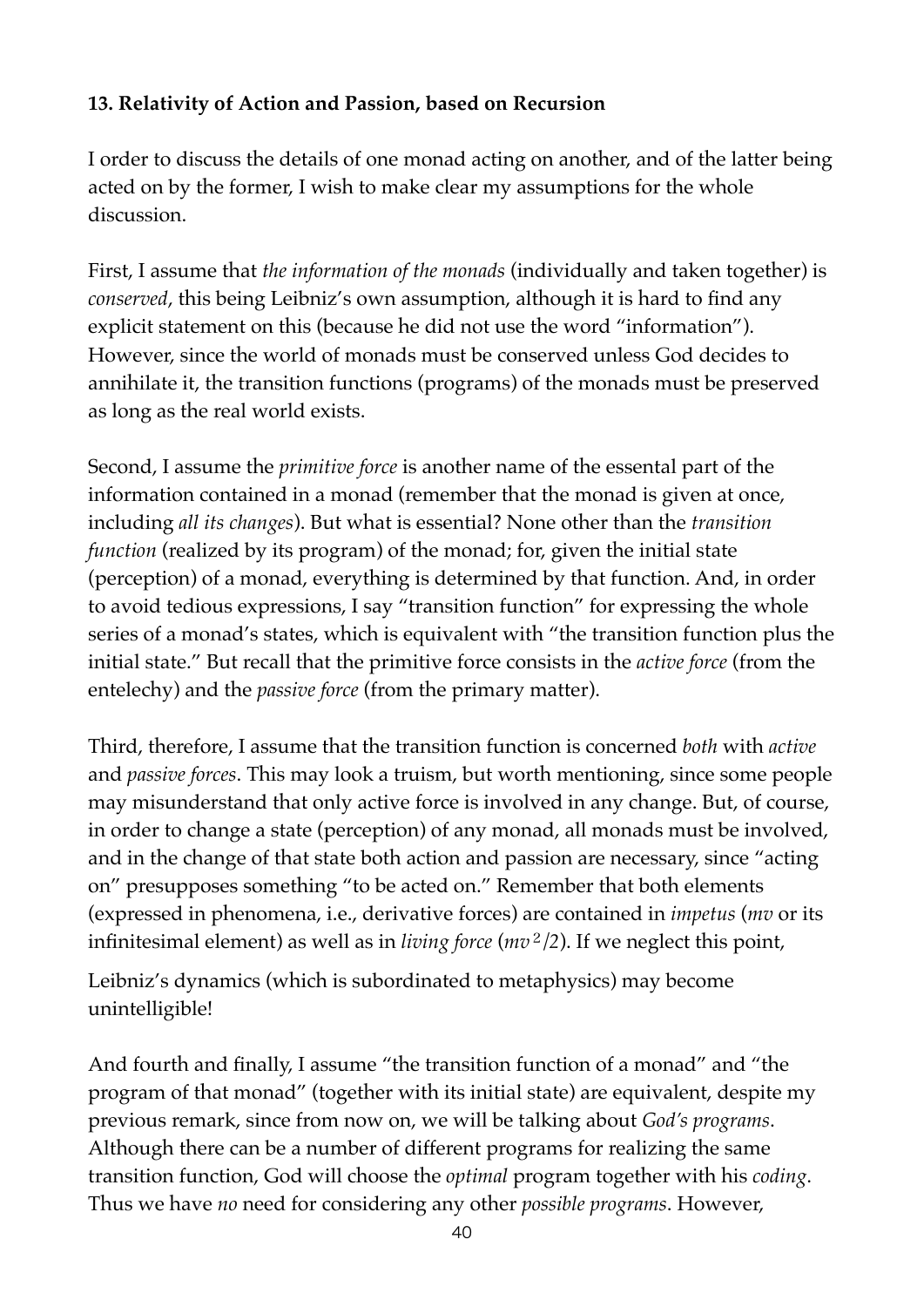**13. Relativity of Action and Passion, based on Recursion**

I order to discuss the details of one monad acting on another, and of the latter being acted on by the former, I wish to make clear my assumptions for the whole discussion.

First, I assume that *the information of the monads* (individually and taken together) is *conserved*, this being Leibniz's own assumption, although it is hard to find any explicit statement on this (because he did not use the word "information"). However, since the world of monads must be conserved unless God decides to annihilate it, the transition functions (programs) of the monads must be preserved as long as the real world exists.

Second, I assume the *primitive force* is another name of the essental part of the information contained in a monad (remember that the monad is given at once, including *all its changes*). But what is essential? None other than the *transition function* (realized by its program) of the monad; for, given the initial state (perception) of a monad, everything is determined by that function. And, in order to avoid tedious expressions, I say "transition function" for expressing the whole series of a monad's states, which is equivalent with "the transition function plus the initial state." But recall that the primitive force consists in the *active force* (from the entelechy) and the *passive force* (from the primary matter).

Third, therefore, I assume that the transition function is concerned *both* with *active* and *passive forces*. This may look a truism, but worth mentioning, since some people may misunderstand that only active force is involved in any change. But, of course, in order to change a state (perception) of any monad, all monads must be involved, and in the change of that state both action and passion are necessary, since "acting on" presupposes something "to be acted on." Remember that both elements (expressed in phenomena, i.e., derivative forces) are contained in *impetus* ($mv$ or its infinitesimal element) as well as in *living force* ($mv^2/2$). If we neglect this point,

Leibniz's dynamics (which is subordinated to metaphysics) may become unintelligible!

And fourth and finally, I assume "the transition function of a monad" and "the program of that monad" (together with its initial state) are equivalent, despite my previous remark, since from now on, we will be talking about *God's programs*. Although there can be a number of different programs for realizing the same transition function, God will choose the *optimal* program together with his *coding*. Thus we have *no* need for considering any other *possible programs*. However,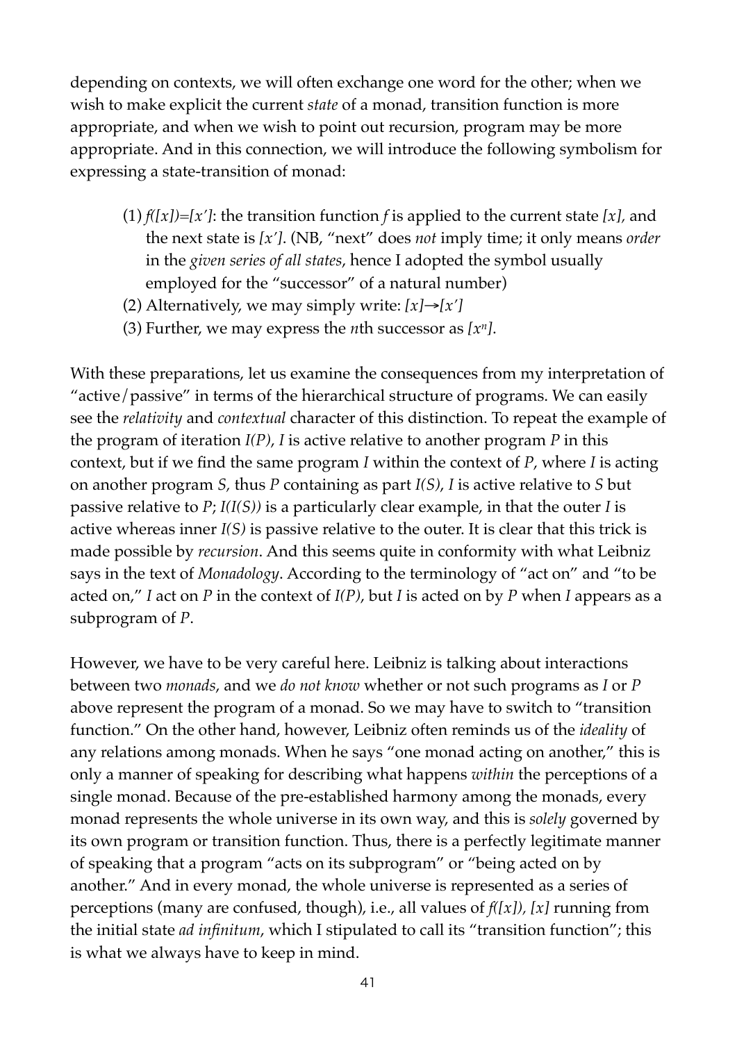depending on contexts, we will often exchange one word for the other; when we wish to make explicit the current *state* of a monad, transition function is more appropriate, and when we wish to point out recursion, program may be more appropriate. And in this connection, we will introduce the following symbolism for expressing a state-transition of monad:

(1) $f([x])=[x']$: the transition function $f$ is applied to the current state $[x]$, and the next state is $[x']$. (NB, "next" does *not* imply time; it only means *order* in the *given series of all states*, hence I adopted the symbol usually employed for the "successor" of a natural number)
(2) Alternatively, we may simply write: $[x]\rightarrow[x']$
(3) Further, we may express the *n*th successor as $[x^n]$.

With these preparations, let us examine the consequences from my interpretation of "active/passive" in terms of the hierarchical structure of programs. We can easily see the *relativity* and *contextual* character of this distinction. To repeat the example of the program of iteration $I(P)$, $I$ is active relative to another program $P$ in this context, but if we find the same program $I$ within the context of $P$, where $I$ is acting on another program $S$, thus $P$ containing as part $I(S)$, $I$ is active relative to $S$ but passive relative to $P$; $I(I(S))$ is a particularly clear example, in that the outer $I$ is active whereas inner $I(S)$ is passive relative to the outer. It is clear that this trick is made possible by *recursion*. And this seems quite in conformity with what Leibniz says in the text of *Monadology*. According to the terminology of "act on" and "to be acted on," $I$ act on $P$ in the context of $I(P)$, but $I$ is acted on by $P$ when $I$ appears as a subprogram of $P$.

However, we have to be very careful here. Leibniz is talking about interactions between two *monads*, and we *do not know* whether or not such programs as $I$ or $P$ above represent the program of a monad. So we may have to switch to "transition function." On the other hand, however, Leibniz often reminds us of the *ideality* of any relations among monads. When he says "one monad acting on another," this is only a manner of speaking for describing what happens *within* the perceptions of a single monad. Because of the pre-established harmony among the monads, every monad represents the whole universe in its own way, and this is *solely* governed by its own program or transition function. Thus, there is a perfectly legitimate manner of speaking that a program "acts on its subprogram" or "being acted on by another." And in every monad, the whole universe is represented as a series of perceptions (many are confused, though), i.e., all values of $f([x])$, $[x]$ running from the initial state *ad infinitum*, which I stipulated to call its "transition function"; this is what we always have to keep in mind.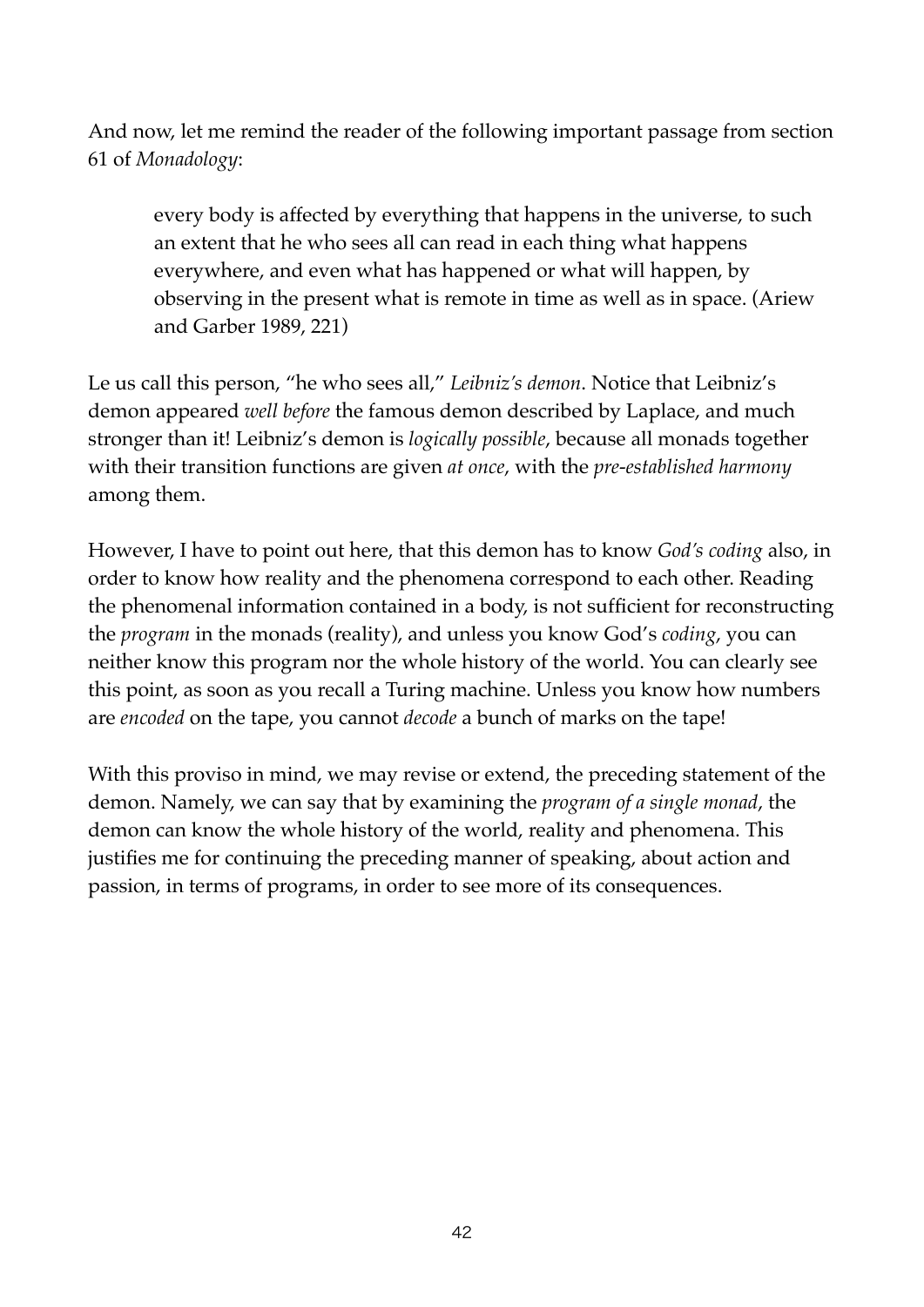And now, let me remind the reader of the following important passage from section 61 of *Monadology*:

> every body is affected by everything that happens in the universe, to such an extent that he who sees all can read in each thing what happens everywhere, and even what has happened or what will happen, by observing in the present what is remote in time as well as in space. (Ariew and Garber 1989, 221)

Le us call this person, "he who sees all," *Leibniz's demon*. Notice that Leibniz's demon appeared *well before* the famous demon described by Laplace, and much stronger than it! Leibniz's demon is *logically possible*, because all monads together with their transition functions are given *at once*, with the *pre-established harmony* among them.

However, I have to point out here, that this demon has to know *God's coding* also, in order to know how reality and the phenomena correspond to each other. Reading the phenomenal information contained in a body, is not sufficient for reconstructing the *program* in the monads (reality), and unless you know God's *coding*, you can neither know this program nor the whole history of the world. You can clearly see this point, as soon as you recall a Turing machine. Unless you know how numbers are *encoded* on the tape, you cannot *decode* a bunch of marks on the tape!

With this proviso in mind, we may revise or extend, the preceding statement of the demon. Namely, we can say that by examining the *program of a single monad*, the demon can know the whole history of the world, reality and phenomena. This justifies me for continuing the preceding manner of speaking, about action and passion, in terms of programs, in order to see more of its consequences.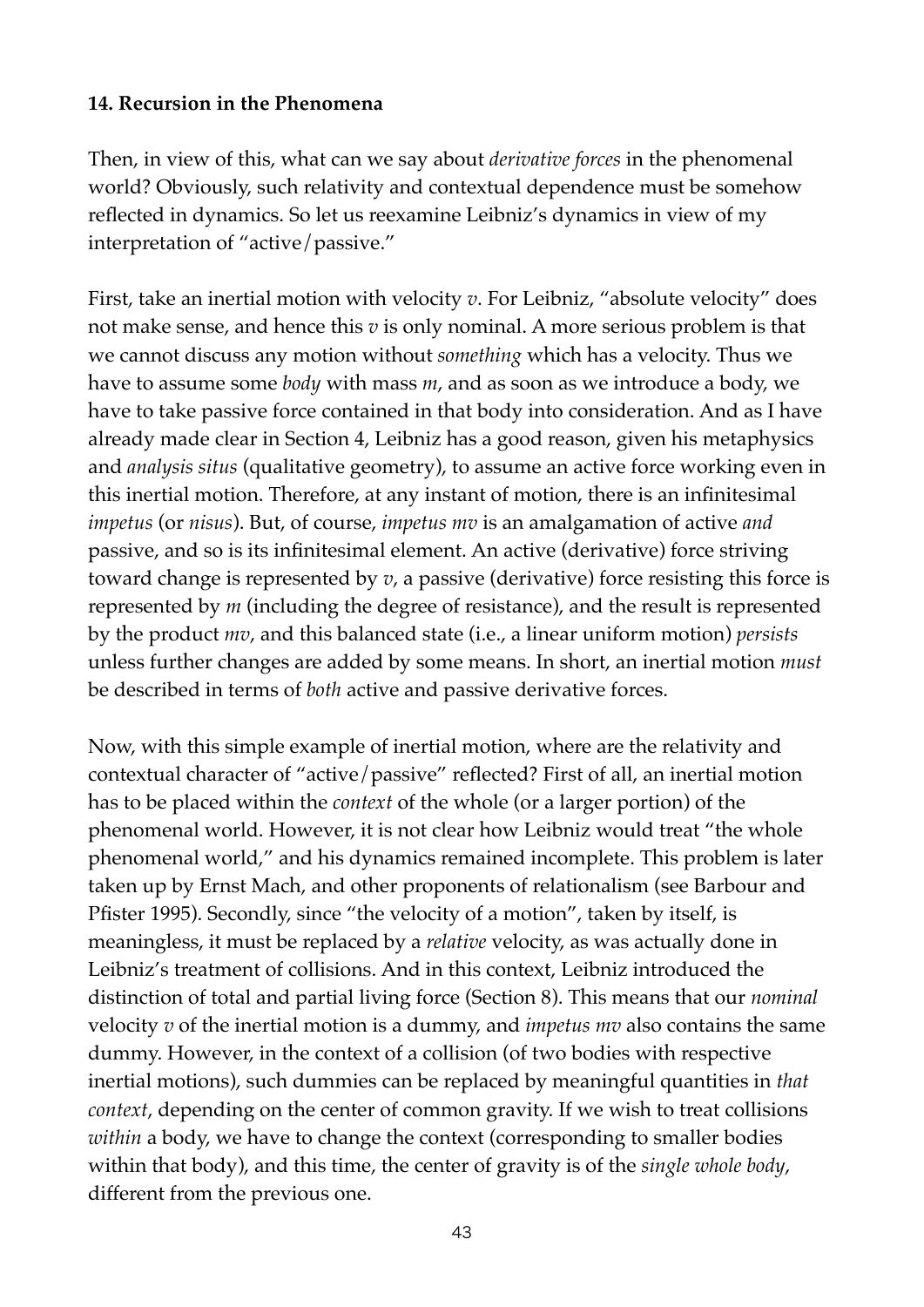### 14. Recursion in the Phenomena

Then, in view of this, what can we say about *derivative forces* in the phenomenal world? Obviously, such relativity and contextual dependence must be somehow reflected in dynamics. So let us reexamine Leibniz's dynamics in view of my interpretation of "active/passive."

First, take an inertial motion with velocity $v$. For Leibniz, "absolute velocity" does not make sense, and hence this $v$ is only nominal. A more serious problem is that we cannot discuss any motion without *something* which has a velocity. Thus we have to assume some *body* with mass $m$, and as soon as we introduce a body, we have to take passive force contained in that body into consideration. And as I have already made clear in Section 4, Leibniz has a good reason, given his metaphysics and *analysis situs* (qualitative geometry), to assume an active force working even in this inertial motion. Therefore, at any instant of motion, there is an infinitesimal *impetus* (or *nisus*). But, of course, *impetus* $mv$ is an amalgamation of active *and* passive, and so is its infinitesimal element. An active (derivative) force striving toward change is represented by $v$, a passive (derivative) force resisting this force is represented by $m$ (including the degree of resistance), and the result is represented by the product $mv$, and this balanced state (i.e., a linear uniform motion) *persists* unless further changes are added by some means. In short, an inertial motion *must* be described in terms of *both* active and passive derivative forces.

Now, with this simple example of inertial motion, where are the relativity and contextual character of "active/passive" reflected? First of all, an inertial motion has to be placed within the *context* of the whole (or a larger portion) of the phenomenal world. However, it is not clear how Leibniz would treat "the whole phenomenal world," and his dynamics remained incomplete. This problem is later taken up by Ernst Mach, and other proponents of relationalism (see Barbour and Pfister 1995). Secondly, since "the velocity of a motion", taken by itself, is meaningless, it must be replaced by a *relative* velocity, as was actually done in Leibniz's treatment of collisions. And in this context, Leibniz introduced the distinction of total and partial living force (Section 8). This means that our *nominal* velocity $v$ of the inertial motion is a dummy, and *impetus* $mv$ also contains the same dummy. However, in the context of a collision (of two bodies with respective inertial motions), such dummies can be replaced by meaningful quantities in *that context*, depending on the center of common gravity. If we wish to treat collisions *within* a body, we have to change the context (corresponding to smaller bodies within that body), and this time, the center of gravity is of the *single whole body*, different from the previous one.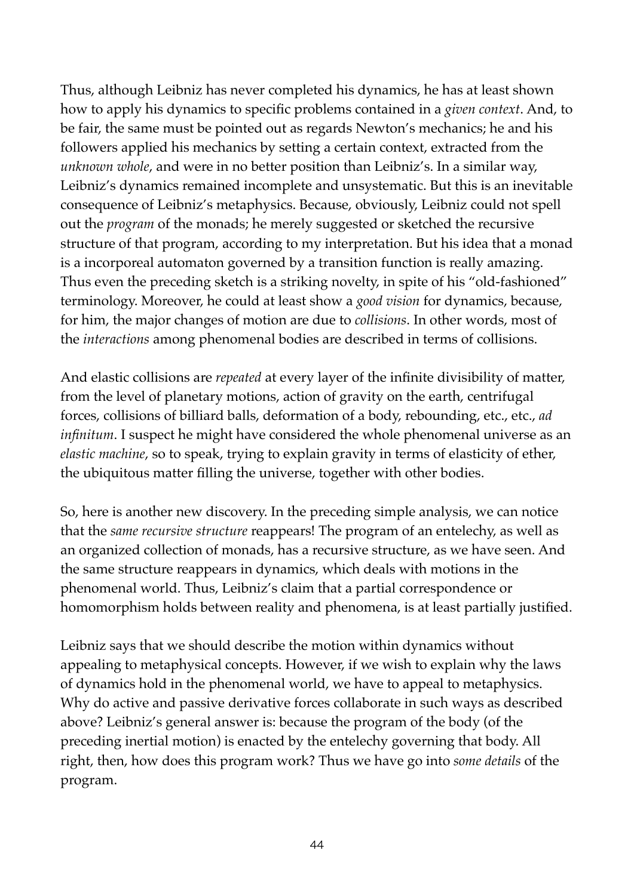Thus, although Leibniz has never completed his dynamics, he has at least shown how to apply his dynamics to specific problems contained in a *given context*. And, to be fair, the same must be pointed out as regards Newton's mechanics; he and his followers applied his mechanics by setting a certain context, extracted from the *unknown whole*, and were in no better position than Leibniz's. In a similar way, Leibniz's dynamics remained incomplete and unsystematic. But this is an inevitable consequence of Leibniz's metaphysics. Because, obviously, Leibniz could not spell out the *program* of the monads; he merely suggested or sketched the recursive structure of that program, according to my interpretation. But his idea that a monad is a incorporeal automaton governed by a transition function is really amazing. Thus even the preceding sketch is a striking novelty, in spite of his "old-fashioned" terminology. Moreover, he could at least show a *good vision* for dynamics, because, for him, the major changes of motion are due to *collisions*. In other words, most of the *interactions* among phenomenal bodies are described in terms of collisions.

And elastic collisions are *repeated* at every layer of the infinite divisibility of matter, from the level of planetary motions, action of gravity on the earth, centrifugal forces, collisions of billiard balls, deformation of a body, rebounding, etc., etc., *ad infinitum*. I suspect he might have considered the whole phenomenal universe as an *elastic machine*, so to speak, trying to explain gravity in terms of elasticity of ether, the ubiquitous matter filling the universe, together with other bodies.

So, here is another new discovery. In the preceding simple analysis, we can notice that the *same recursive structure* reappears! The program of an entelechy, as well as an organized collection of monads, has a recursive structure, as we have seen. And the same structure reappears in dynamics, which deals with motions in the phenomenal world. Thus, Leibniz's claim that a partial correspondence or homomorphism holds between reality and phenomena, is at least partially justified.

Leibniz says that we should describe the motion within dynamics without appealing to metaphysical concepts. However, if we wish to explain why the laws of dynamics hold in the phenomenal world, we have to appeal to metaphysics. Why do active and passive derivative forces collaborate in such ways as described above? Leibniz's general answer is: because the program of the body (of the preceding inertial motion) is enacted by the entelechy governing that body. All right, then, how does this program work? Thus we have go into *some details* of the program.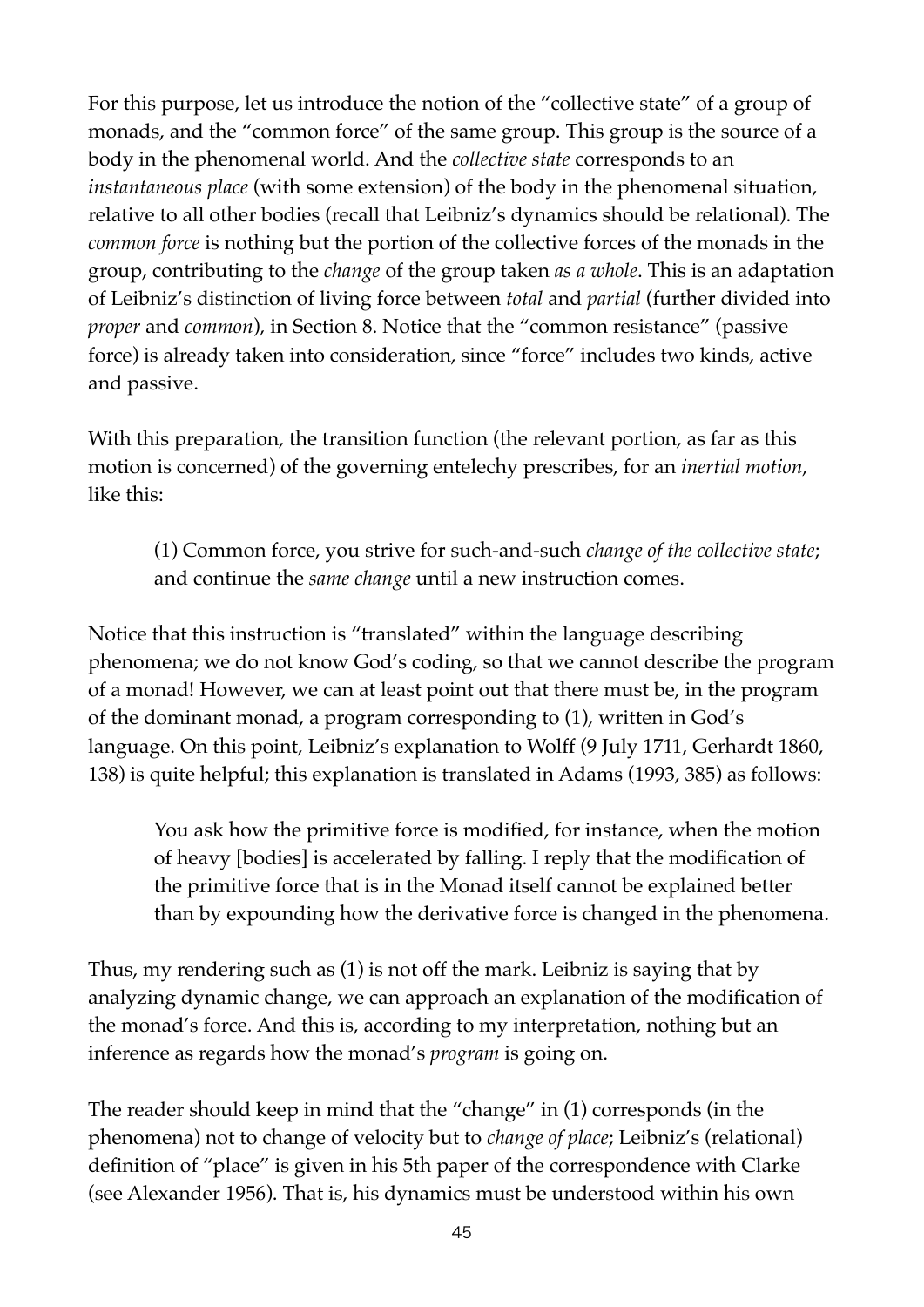For this purpose, let us introduce the notion of the "collective state" of a group of monads, and the "common force" of the same group. This group is the source of a body in the phenomenal world. And the *collective state* corresponds to an *instantaneous place* (with some extension) of the body in the phenomenal situation, relative to all other bodies (recall that Leibniz's dynamics should be relational). The *common force* is nothing but the portion of the collective forces of the monads in the group, contributing to the *change* of the group taken *as a whole*. This is an adaptation of Leibniz's distinction of living force between *total* and *partial* (further divided into *proper* and *common*), in Section 8. Notice that the "common resistance" (passive force) is already taken into consideration, since "force" includes two kinds, active and passive.

With this preparation, the transition function (the relevant portion, as far as this motion is concerned) of the governing entelechy prescribes, for an *inertial motion*, like this:

> (1) Common force, you strive for such-and-such *change of the collective state*; and continue the *same change* until a new instruction comes.

Notice that this instruction is "translated" within the language describing phenomena; we do not know God's coding, so that we cannot describe the program of a monad! However, we can at least point out that there must be, in the program of the dominant monad, a program corresponding to (1), written in God's language. On this point, Leibniz's explanation to Wolff (9 July 1711, Gerhardt 1860, 138) is quite helpful; this explanation is translated in Adams (1993, 385) as follows:

> You ask how the primitive force is modified, for instance, when the motion of heavy [bodies] is accelerated by falling. I reply that the modification of the primitive force that is in the Monad itself cannot be explained better than by expounding how the derivative force is changed in the phenomena.

Thus, my rendering such as (1) is not off the mark. Leibniz is saying that by analyzing dynamic change, we can approach an explanation of the modification of the monad's force. And this is, according to my interpretation, nothing but an inference as regards how the monad's *program* is going on.

The reader should keep in mind that the "change" in (1) corresponds (in the phenomena) not to change of velocity but to *change of place*; Leibniz's (relational) definition of "place" is given in his 5th paper of the correspondence with Clarke (see Alexander 1956). That is, his dynamics must be understood within his own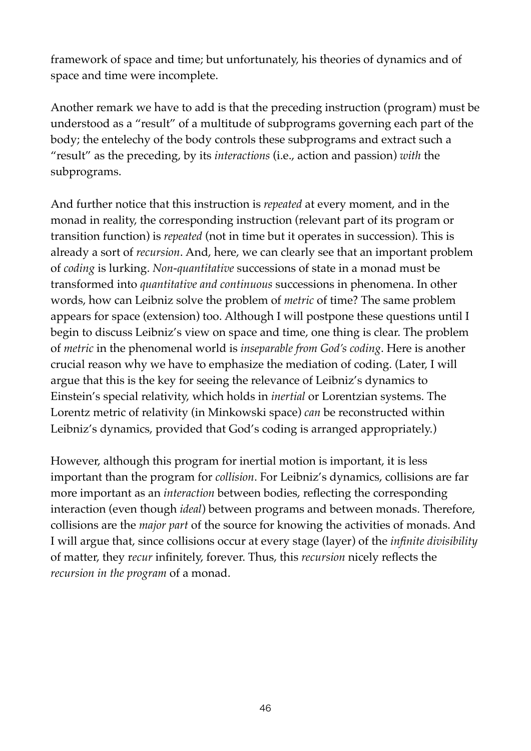framework of space and time; but unfortunately, his theories of dynamics and of space and time were incomplete.

Another remark we have to add is that the preceding instruction (program) must be understood as a "result" of a multitude of subprograms governing each part of the body; the entelechy of the body controls these subprograms and extract such a "result" as the preceding, by its *interactions* (i.e., action and passion) *with* the subprograms.

And further notice that this instruction is *repeated* at every moment, and in the monad in reality, the corresponding instruction (relevant part of its program or transition function) is *repeated* (not in time but it operates in succession). This is already a sort of *recursion*. And, here, we can clearly see that an important problem of *coding* is lurking. *Non-quantitative* successions of state in a monad must be transformed into *quantitative and continuous* successions in phenomena. In other words, how can Leibniz solve the problem of *metric* of time? The same problem appears for space (extension) too. Although I will postpone these questions until I begin to discuss Leibniz's view on space and time, one thing is clear. The problem of *metric* in the phenomenal world is *inseparable from God's coding*. Here is another crucial reason why we have to emphasize the mediation of coding. (Later, I will argue that this is the key for seeing the relevance of Leibniz's dynamics to Einstein's special relativity, which holds in *inertial* or Lorentzian systems. The Lorentz metric of relativity (in Minkowski space) *can* be reconstructed within Leibniz's dynamics, provided that God's coding is arranged appropriately.)

However, although this program for inertial motion is important, it is less important than the program for *collision*. For Leibniz's dynamics, collisions are far more important as an *interaction* between bodies, reflecting the corresponding interaction (even though *ideal*) between programs and between monads. Therefore, collisions are the *major part* of the source for knowing the activities of monads. And I will argue that, since collisions occur at every stage (layer) of the *infinite divisibility* of matter, they r*ecur* infinitely, forever. Thus, this *recursion* nicely reflects the *recursion in the program* of a monad.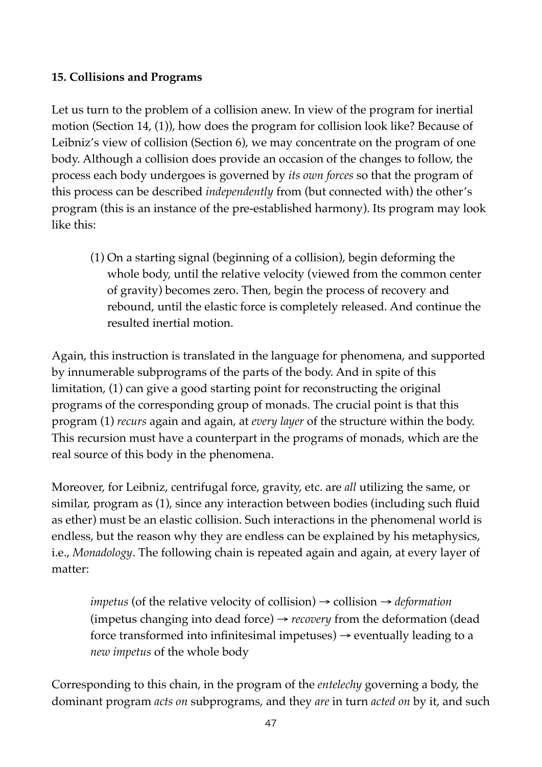### 15. Collisions and Programs

Let us turn to the problem of a collision anew. In view of the program for inertial motion (Section 14, (1)), how does the program for collision look like? Because of Leibniz's view of collision (Section 6), we may concentrate on the program of one body. Although a collision does provide an occasion of the changes to follow, the process each body undergoes is governed by *its own forces* so that the program of this process can be described *independently* from (but connected with) the other's program (this is an instance of the pre-established harmony). Its program may look like this:

> (1) On a starting signal (beginning of a collision), begin deforming the whole body, until the relative velocity (viewed from the common center of gravity) becomes zero. Then, begin the process of recovery and rebound, until the elastic force is completely released. And continue the resulted inertial motion.

Again, this instruction is translated in the language for phenomena, and supported by innumerable subprograms of the parts of the body. And in spite of this limitation, (1) can give a good starting point for reconstructing the original programs of the corresponding group of monads. The crucial point is that this program (1) *recurs* again and again, at *every layer* of the structure within the body. This recursion must have a counterpart in the programs of monads, which are the real source of this body in the phenomena.

Moreover, for Leibniz, centrifugal force, gravity, etc. are *all* utilizing the same, or similar, program as (1), since any interaction between bodies (including such fluid as ether) must be an elastic collision. Such interactions in the phenomenal world is endless, but the reason why they are endless can be explained by his metaphysics, i.e., *Monadology*. The following chain is repeated again and again, at every layer of matter:

> *impetus* (of the relative velocity of collision) → collision → *deformation* (impetus changing into dead force) → *recovery* from the deformation (dead force transformed into infinitesimal impetuses) → eventually leading to a *new impetus* of the whole body

Corresponding to this chain, in the program of the *entelechy* governing a body, the dominant program *acts on* subprograms, and they *are* in turn *acted on* by it, and such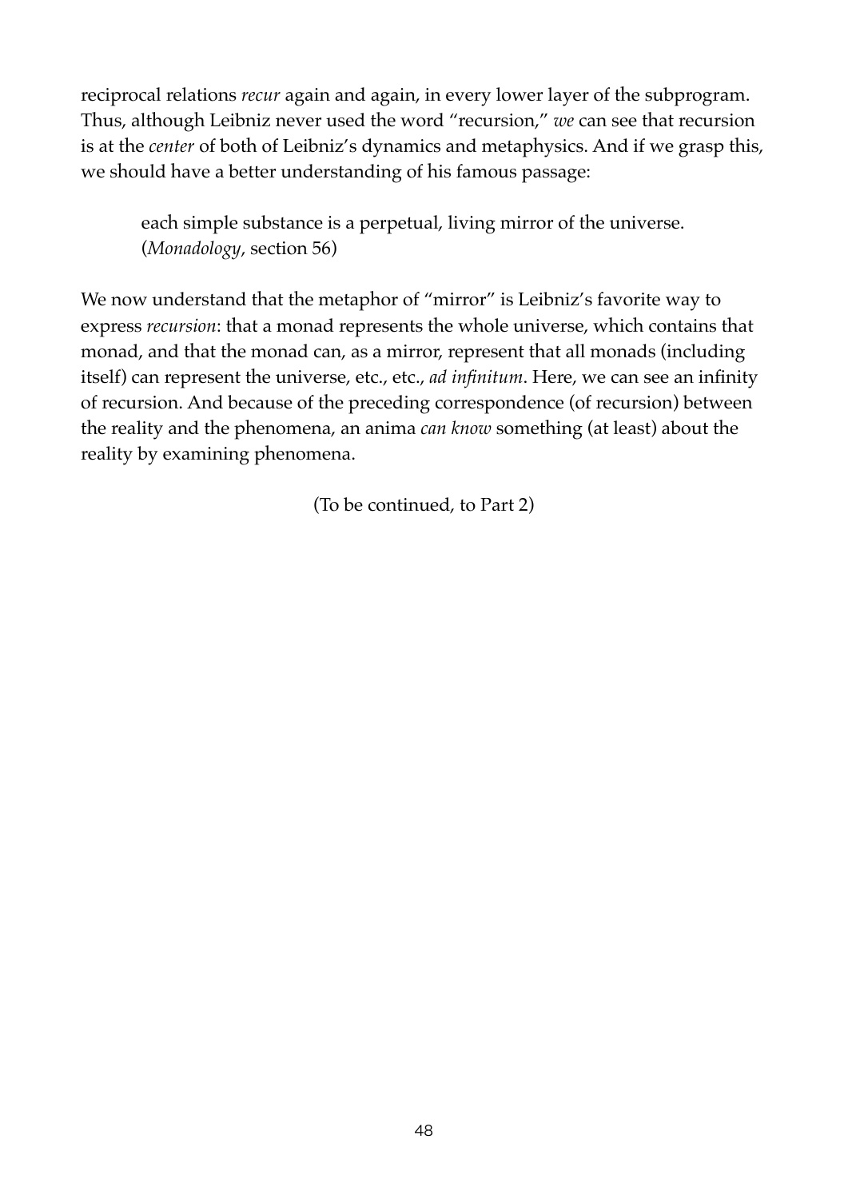reciprocal relations *recur* again and again, in every lower layer of the subprogram. Thus, although Leibniz never used the word "recursion," *we* can see that recursion is at the *center* of both of Leibniz's dynamics and metaphysics. And if we grasp this, we should have a better understanding of his famous passage:

> each simple substance is a perpetual, living mirror of the universe. (*Monadology*, section 56)

We now understand that the metaphor of "mirror" is Leibniz's favorite way to express *recursion*: that a monad represents the whole universe, which contains that monad, and that the monad can, as a mirror, represent that all monads (including itself) can represent the universe, etc., etc., *ad infinitum*. Here, we can see an infinity of recursion. And because of the preceding correspondence (of recursion) between the reality and the phenomena, an anima *can know* something (at least) about the reality by examining phenomena.

(To be continued, to Part 2)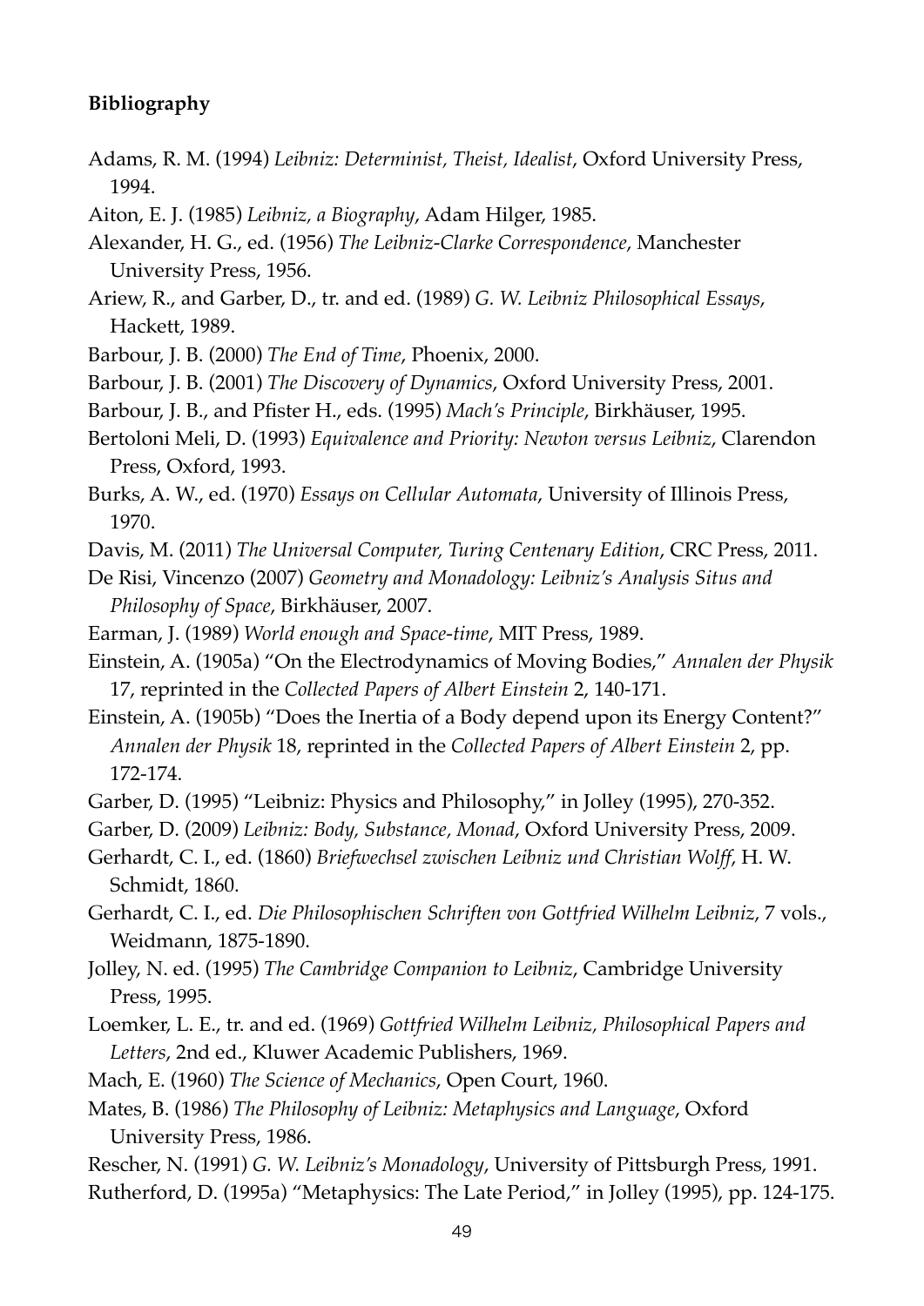**Bibliography**

Adams, R. M. (1994) *Leibniz: Determinist, Theist, Idealist*, Oxford University Press, 1994.

Aiton, E. J. (1985) *Leibniz, a Biography*, Adam Hilger, 1985.

Alexander, H. G., ed. (1956) *The Leibniz-Clarke Correspondence*, Manchester University Press, 1956.

Ariew, R., and Garber, D., tr. and ed. (1989) *G. W. Leibniz Philosophical Essays*, Hackett, 1989.

Barbour, J. B. (2000) *The End of Time*, Phoenix, 2000.

Barbour, J. B. (2001) *The Discovery of Dynamics*, Oxford University Press, 2001.

Barbour, J. B., and Pfister H., eds. (1995) *Mach's Principle*, Birkhäuser, 1995.

Bertoloni Meli, D. (1993) *Equivalence and Priority: Newton versus Leibniz*, Clarendon Press, Oxford, 1993.

Burks, A. W., ed. (1970) *Essays on Cellular Automata*, University of Illinois Press, 1970.

Davis, M. (2011) *The Universal Computer, Turing Centenary Edition*, CRC Press, 2011.

De Risi, Vincenzo (2007) *Geometry and Monadology: Leibniz's Analysis Situs and Philosophy of Space*, Birkhäuser, 2007.

Earman, J. (1989) *World enough and Space-time*, MIT Press, 1989.

Einstein, A. (1905a) "On the Electrodynamics of Moving Bodies," *Annalen der Physik* 17, reprinted in the *Collected Papers of Albert Einstein* 2, 140-171.

Einstein, A. (1905b) "Does the Inertia of a Body depend upon its Energy Content?" *Annalen der Physik* 18, reprinted in the *Collected Papers of Albert Einstein* 2, pp. 172-174.

Garber, D. (1995) "Leibniz: Physics and Philosophy," in Jolley (1995), 270-352.

Garber, D. (2009) *Leibniz: Body, Substance, Monad*, Oxford University Press, 2009.

Gerhardt, C. I., ed. (1860) *Briefwechsel zwischen Leibniz und Christian Wolff*, H. W. Schmidt, 1860.

Gerhardt, C. I., ed. *Die Philosophischen Schriften von Gottfried Wilhelm Leibniz*, 7 vols., Weidmann, 1875-1890.

Jolley, N. ed. (1995) *The Cambridge Companion to Leibniz*, Cambridge University Press, 1995.

Loemker, L. E., tr. and ed. (1969) *Gottfried Wilhelm Leibniz, Philosophical Papers and Letters*, 2nd ed., Kluwer Academic Publishers, 1969.

Mach, E. (1960) *The Science of Mechanics*, Open Court, 1960.

Mates, B. (1986) *The Philosophy of Leibniz: Metaphysics and Language*, Oxford University Press, 1986.

Rescher, N. (1991) *G. W. Leibniz's Monadology*, University of Pittsburgh Press, 1991.

Rutherford, D. (1995a) "Metaphysics: The Late Period," in Jolley (1995), pp. 124-175.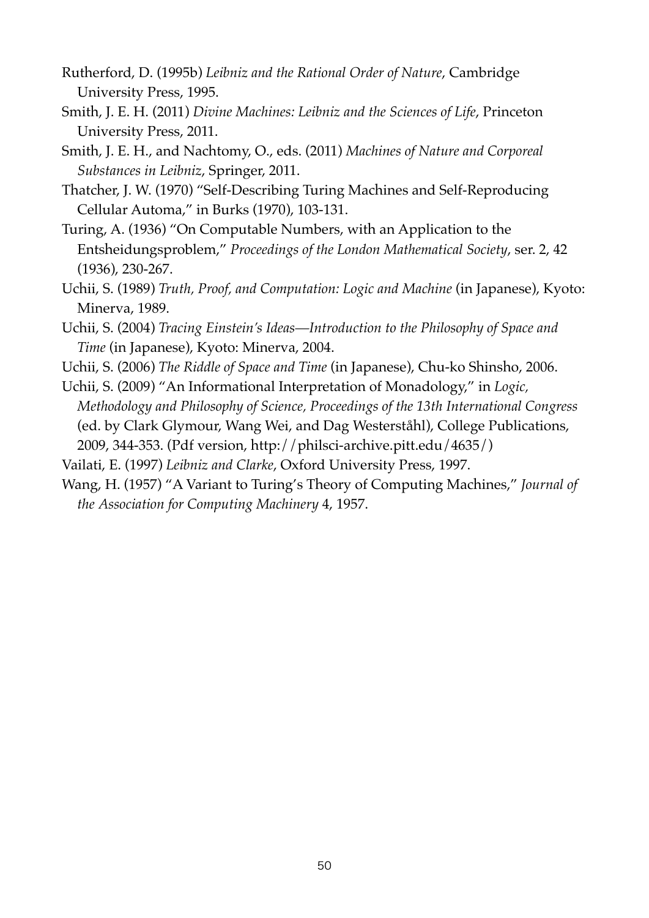Rutherford, D. (1995b) *Leibniz and the Rational Order of Nature*, Cambridge University Press, 1995.

Smith, J. E. H. (2011) *Divine Machines: Leibniz and the Sciences of Life*, Princeton University Press, 2011.

Smith, J. E. H., and Nachtomy, O., eds. (2011) *Machines of Nature and Corporeal Substances in Leibniz*, Springer, 2011.

Thatcher, J. W. (1970) "Self-Describing Turing Machines and Self-Reproducing Cellular Automa," in Burks (1970), 103-131.

Turing, A. (1936) "On Computable Numbers, with an Application to the Entsheidungsproblem," *Proceedings of the London Mathematical Society*, ser. 2, 42 (1936), 230-267.

Uchii, S. (1989) *Truth, Proof, and Computation: Logic and Machine* (in Japanese), Kyoto: Minerva, 1989.

Uchii, S. (2004) *Tracing Einstein's Ideas—Introduction to the Philosophy of Space and Time* (in Japanese), Kyoto: Minerva, 2004.

Uchii, S. (2006) *The Riddle of Space and Time* (in Japanese), Chu-ko Shinsho, 2006.

Uchii, S. (2009) "An Informational Interpretation of Monadology," in *Logic, Methodology and Philosophy of Science, Proceedings of the 13th International Congress* (ed. by Clark Glymour, Wang Wei, and Dag Westerståhl), College Publications, 2009, 344-353. (Pdf version, http://philsci-archive.pitt.edu/4635/)

Vailati, E. (1997) *Leibniz and Clarke*, Oxford University Press, 1997.

Wang, H. (1957) "A Variant to Turing's Theory of Computing Machines," *Journal of the Association for Computing Machinery* 4, 1957.